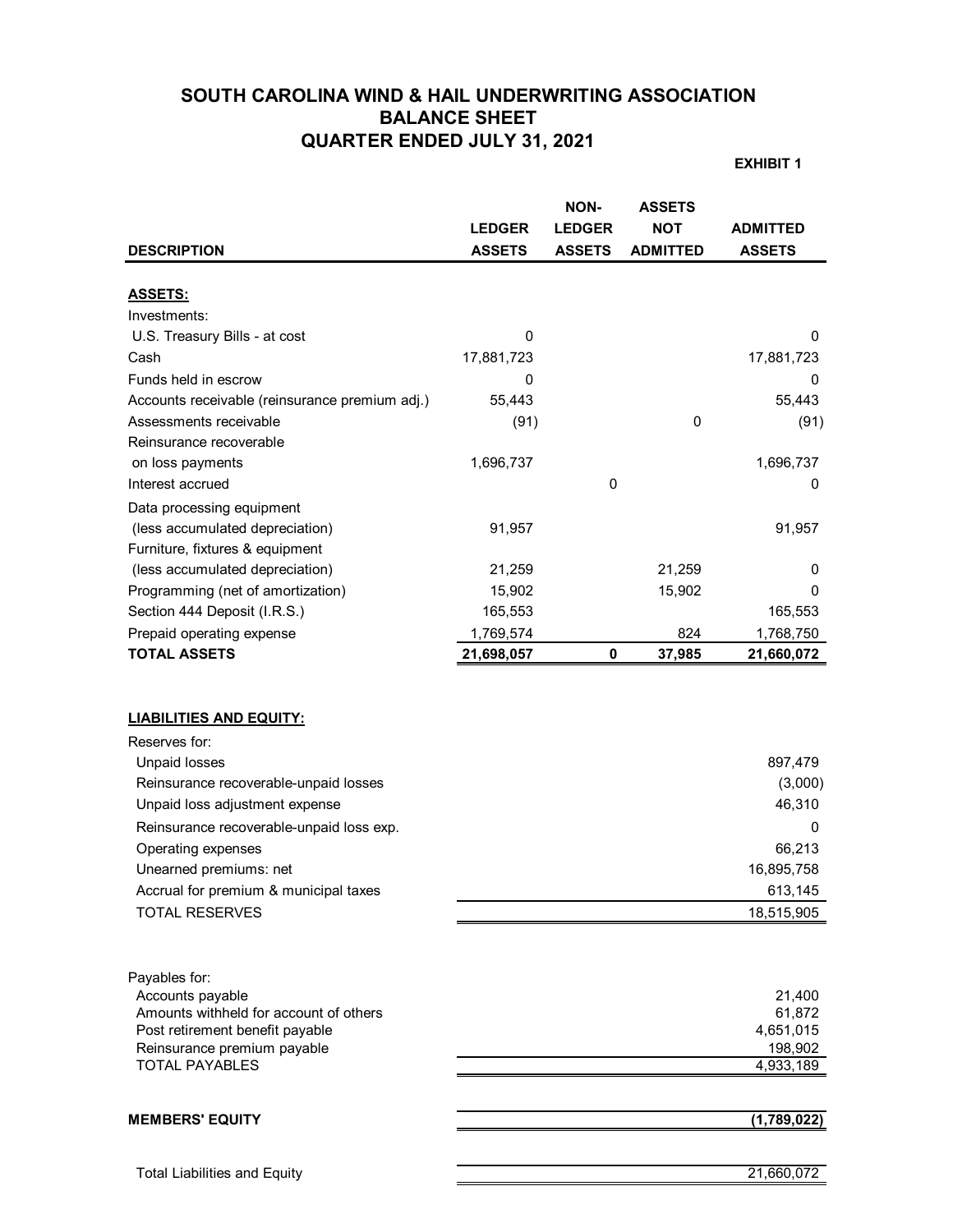# SOUTH CAROLINA WIND & HAIL UNDERWRITING ASSOCIATION
## BALANCE SHEET
## QUARTER ENDED JULY 31, 2021

**EXHIBIT 1**

| DESCRIPTION | LEDGER ASSETS | NON-LEDGER ASSETS | ASSETS NOT ADMITTED | ADMITTED ASSETS |
|---|---|---|---|---|
| **ASSETS:** | | | | |
| Investments: | | | | |
| U.S. Treasury Bills - at cost | 0 | | | 0 |
| Cash | 17,881,723 | | | 17,881,723 |
| Funds held in escrow | 0 | | | 0 |
| Accounts receivable (reinsurance premium adj.) | 55,443 | | | 55,443 |
| Assessments receivable | (91) | | 0 | (91) |
| Reinsurance recoverable on loss payments | 1,696,737 | | | 1,696,737 |
| Interest accrued | | 0 | | 0 |
| Data processing equipment (less accumulated depreciation) | 91,957 | | | 91,957 |
| Furniture, fixtures & equipment (less accumulated depreciation) | 21,259 | | 21,259 | 0 |
| Programming (net of amortization) | 15,902 | | 15,902 | 0 |
| Section 444 Deposit (I.R.S.) | 165,553 | | | 165,553 |
| Prepaid operating expense | 1,769,574 | | 824 | 1,768,750 |
| **TOTAL ASSETS** | **21,698,057** | **0** | **37,985** | **21,660,072** |

| **LIABILITIES AND EQUITY:** | |
|---|---|
| Reserves for: | |
| Unpaid losses | 897,479 |
| Reinsurance recoverable-unpaid losses | (3,000) |
| Unpaid loss adjustment expense | 46,310 |
| Reinsurance recoverable-unpaid loss exp. | 0 |
| Operating expenses | 66,213 |
| Unearned premiums: net | 16,895,758 |
| Accrual for premium & municipal taxes | 613,145 |
| TOTAL RESERVES | 18,515,905 |
| | |
| Payables for: | |
| Accounts payable | 21,400 |
| Amounts withheld for account of others | 61,872 |
| Post retirement benefit payable | 4,651,015 |
| Reinsurance premium payable | 198,902 |
| TOTAL PAYABLES | 4,933,189 |
| | |
| **MEMBERS' EQUITY** | **(1,789,022)** |
| | |
| Total Liabilities and Equity | 21,660,072 |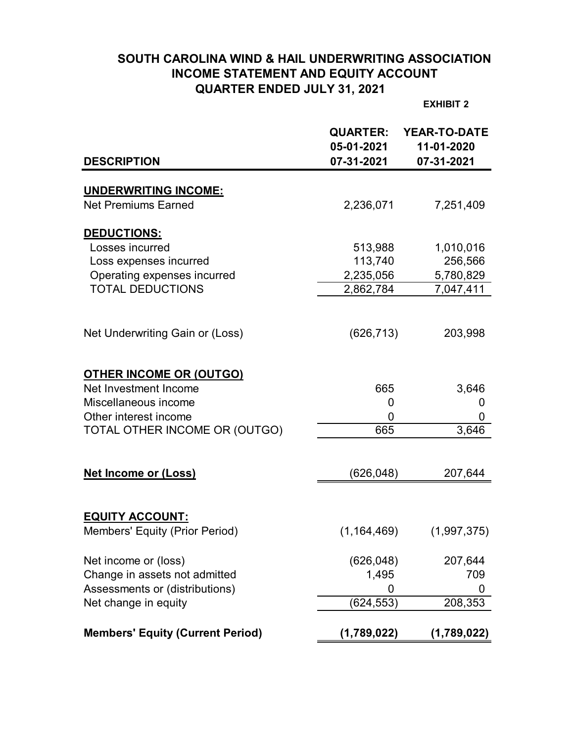# SOUTH CAROLINA WIND & HAIL UNDERWRITING ASSOCIATION
## INCOME STATEMENT AND EQUITY ACCOUNT
## QUARTER ENDED JULY 31, 2021

**EXHIBIT 2**

| DESCRIPTION | QUARTER: 05-01-2021 07-31-2021 | YEAR-TO-DATE 11-01-2020 07-31-2021 |
|---|---|---|
| **UNDERWRITING INCOME:** | | |
| Net Premiums Earned | 2,236,071 | 7,251,409 |
| **DEDUCTIONS:** | | |
| Losses incurred | 513,988 | 1,010,016 |
| Loss expenses incurred | 113,740 | 256,566 |
| Operating expenses incurred | 2,235,056 | 5,780,829 |
| TOTAL DEDUCTIONS | 2,862,784 | 7,047,411 |
| Net Underwriting Gain or (Loss) | (626,713) | 203,998 |
| **OTHER INCOME OR (OUTGO)** | | |
| Net Investment Income | 665 | 3,646 |
| Miscellaneous income | 0 | 0 |
| Other interest income | 0 | 0 |
| TOTAL OTHER INCOME OR (OUTGO) | 665 | 3,646 |
| **Net Income or (Loss)** | (626,048) | 207,644 |
| **EQUITY ACCOUNT:** | | |
| Members' Equity (Prior Period) | (1,164,469) | (1,997,375) |
| Net income or (loss) | (626,048) | 207,644 |
| Change in assets not admitted | 1,495 | 709 |
| Assessments or (distributions) | 0 | 0 |
| Net change in equity | (624,553) | 208,353 |
| **Members' Equity (Current Period)** | **(1,789,022)** | **(1,789,022)** |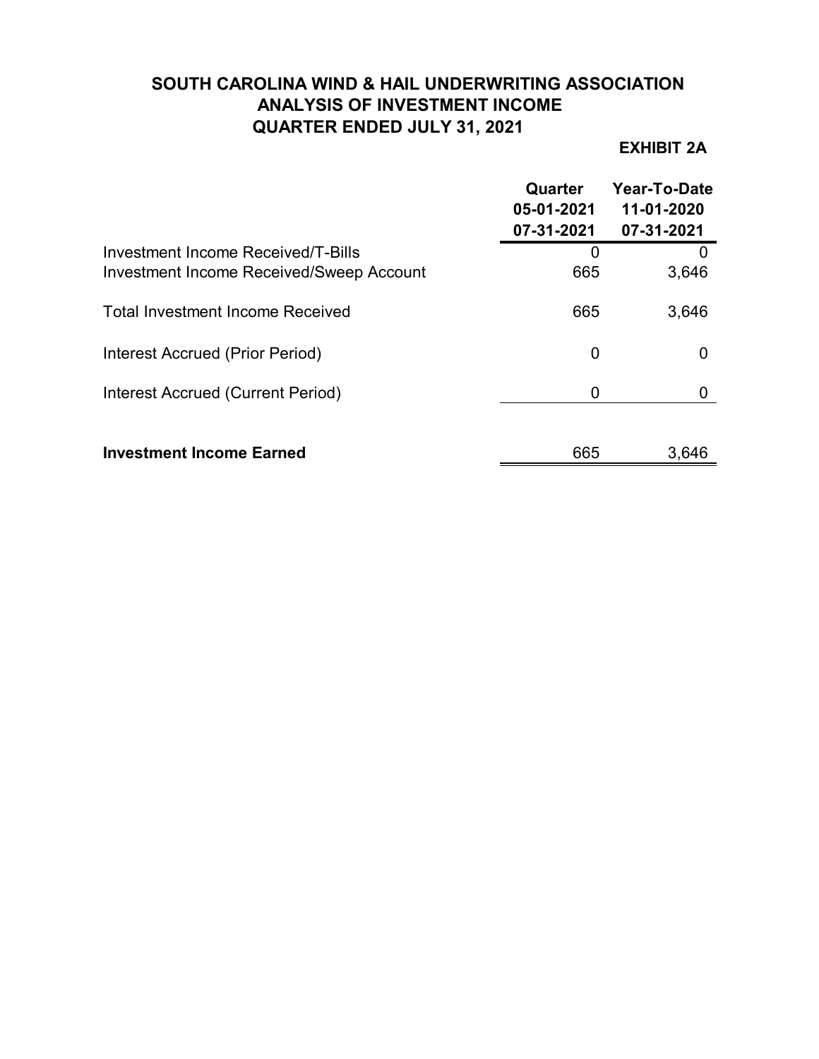# SOUTH CAROLINA WIND & HAIL UNDERWRITING ASSOCIATION
## ANALYSIS OF INVESTMENT INCOME
## QUARTER ENDED JULY 31, 2021

**EXHIBIT 2A**

| | Quarter 05-01-2021 07-31-2021 | Year-To-Date 11-01-2020 07-31-2021 |
|---|---|---|
| Investment Income Received/T-Bills | 0 | 0 |
| Investment Income Received/Sweep Account | 665 | 3,646 |
| Total Investment Income Received | 665 | 3,646 |
| Interest Accrued (Prior Period) | 0 | 0 |
| Interest Accrued (Current Period) | 0 | 0 |
| **Investment Income Earned** | 665 | 3,646 |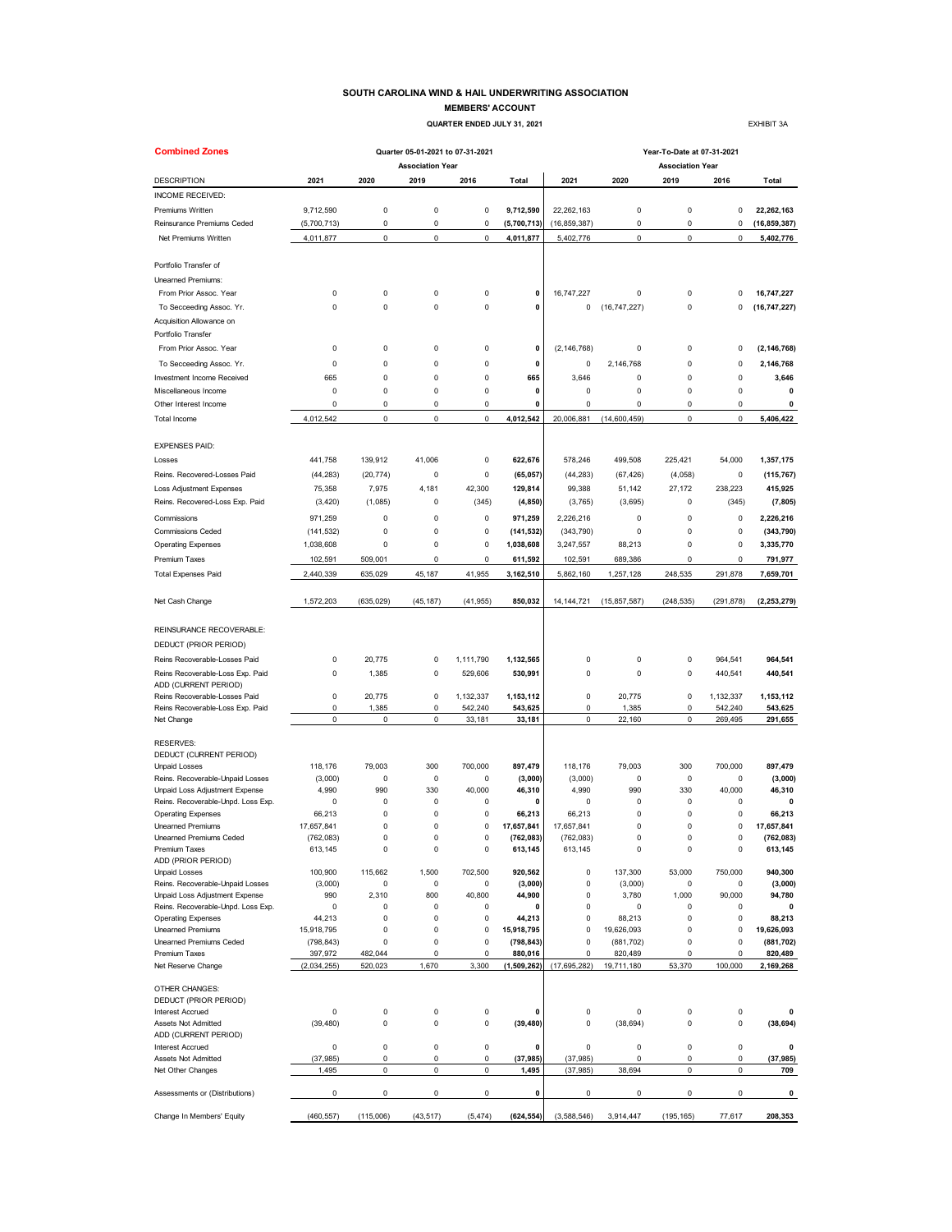# SOUTH CAROLINA WIND & HAIL UNDERWRITING ASSOCIATION

## MEMBERS' ACCOUNT

### QUARTER ENDED JULY 31, 2021

EXHIBIT 3A

**Combined Zones**

| | Quarter 05-01-2021 to 07-31-2021 | | | | | Year-To-Date at 07-31-2021 | | | | |
|---|---|---|---|---|---|---|---|---|---|---|
| | Association Year | | | | | Association Year | | | | |
| DESCRIPTION | 2021 | 2020 | 2019 | 2016 | Total | 2021 | 2020 | 2019 | 2016 | Total |
| INCOME RECEIVED: | | | | | | | | | | |
| Premiums Written | 9,712,590 | 0 | 0 | 0 | **9,712,590** | 22,262,163 | 0 | 0 | 0 | **22,262,163** |
| Reinsurance Premiums Ceded | (5,700,713) | 0 | 0 | 0 | **(5,700,713)** | (16,859,387) | 0 | 0 | 0 | **(16,859,387)** |
| Net Premiums Written | 4,011,877 | 0 | 0 | 0 | **4,011,877** | 5,402,776 | 0 | 0 | 0 | **5,402,776** |
| Portfolio Transfer of | | | | | | | | | | |
| Unearned Premiums: | | | | | | | | | | |
| From Prior Assoc. Year | 0 | 0 | 0 | 0 | **0** | 16,747,227 | 0 | 0 | 0 | **16,747,227** |
| To Secceeding Assoc. Yr. | 0 | 0 | 0 | 0 | **0** | 0 | (16,747,227) | 0 | 0 | **(16,747,227)** |
| Acquisition Allowance on | | | | | | | | | | |
| Portfolio Transfer | | | | | | | | | | |
| From Prior Assoc. Year | 0 | 0 | 0 | 0 | **0** | (2,146,768) | 0 | 0 | 0 | **(2,146,768)** |
| To Secceeding Assoc. Yr. | 0 | 0 | 0 | 0 | **0** | 0 | 2,146,768 | 0 | 0 | **2,146,768** |
| Investment Income Received | 665 | 0 | 0 | 0 | **665** | 3,646 | 0 | 0 | 0 | **3,646** |
| Miscellaneous Income | 0 | 0 | 0 | 0 | **0** | 0 | 0 | 0 | 0 | **0** |
| Other Interest Income | 0 | 0 | 0 | 0 | **0** | 0 | 0 | 0 | 0 | **0** |
| Total Income | 4,012,542 | 0 | 0 | 0 | **4,012,542** | 20,006,881 | (14,600,459) | 0 | 0 | **5,406,422** |
| EXPENSES PAID: | | | | | | | | | | |
| Losses | 441,758 | 139,912 | 41,006 | 0 | **622,676** | 578,246 | 499,508 | 225,421 | 54,000 | **1,357,175** |
| Reins. Recovered-Losses Paid | (44,283) | (20,774) | 0 | 0 | **(65,057)** | (44,283) | (67,426) | (4,058) | 0 | **(115,767)** |
| Loss Adjustment Expenses | 75,358 | 7,975 | 4,181 | 42,300 | **129,814** | 99,388 | 51,142 | 27,172 | 238,223 | **415,925** |
| Reins. Recovered-Loss Exp. Paid | (3,420) | (1,085) | 0 | (345) | **(4,850)** | (3,765) | (3,695) | 0 | (345) | **(7,805)** |
| Commissions | 971,259 | 0 | 0 | 0 | **971,259** | 2,226,216 | 0 | 0 | 0 | **2,226,216** |
| Commissions Ceded | (141,532) | 0 | 0 | 0 | **(141,532)** | (343,790) | 0 | 0 | 0 | **(343,790)** |
| Operating Expenses | 1,038,608 | 0 | 0 | 0 | **1,038,608** | 3,247,557 | 88,213 | 0 | 0 | **3,335,770** |
| Premium Taxes | 102,591 | 509,001 | 0 | 0 | **611,592** | 102,591 | 689,386 | 0 | 0 | **791,977** |
| Total Expenses Paid | 2,440,339 | 635,029 | 45,187 | 41,955 | **3,162,510** | 5,862,160 | 1,257,128 | 248,535 | 291,878 | **7,659,701** |
| Net Cash Change | 1,572,203 | (635,029) | (45,187) | (41,955) | **850,032** | 14,144,721 | (15,857,587) | (248,535) | (291,878) | **(2,253,279)** |
| REINSURANCE RECOVERABLE: | | | | | | | | | | |
| DEDUCT (PRIOR PERIOD) | | | | | | | | | | |
| Reins Recoverable-Losses Paid | 0 | 20,775 | 0 | 1,111,790 | **1,132,565** | 0 | 0 | 0 | 964,541 | **964,541** |
| Reins Recoverable-Loss Exp. Paid | 0 | 1,385 | 0 | 529,606 | **530,991** | 0 | 0 | 0 | 440,541 | **440,541** |
| ADD (CURRENT PERIOD) | | | | | | | | | | |
| Reins Recoverable-Losses Paid | 0 | 20,775 | 0 | 1,132,337 | **1,153,112** | 0 | 20,775 | 0 | 1,132,337 | **1,153,112** |
| Reins Recoverable-Loss Exp. Paid | 0 | 1,385 | 0 | 542,240 | **543,625** | 0 | 1,385 | 0 | 542,240 | **543,625** |
| Net Change | 0 | 0 | 0 | 33,181 | **33,181** | 0 | 22,160 | 0 | 269,495 | **291,655** |
| RESERVES: | | | | | | | | | | |
| DEDUCT (CURRENT PERIOD) | | | | | | | | | | |
| Unpaid Losses | 118,176 | 79,003 | 300 | 700,000 | **897,479** | 118,176 | 79,003 | 300 | 700,000 | **897,479** |
| Reins. Recoverable-Unpaid Losses | (3,000) | 0 | 0 | 0 | **(3,000)** | (3,000) | 0 | 0 | 0 | **(3,000)** |
| Unpaid Loss Adjustment Expense | 4,990 | 990 | 330 | 40,000 | **46,310** | 4,990 | 990 | 330 | 40,000 | **46,310** |
| Reins. Recoverable-Unpd. Loss Exp. | 0 | 0 | 0 | 0 | **0** | 0 | 0 | 0 | 0 | **0** |
| Operating Expenses | 66,213 | 0 | 0 | 0 | **66,213** | 66,213 | 0 | 0 | 0 | **66,213** |
| Unearned Premiums | 17,657,841 | 0 | 0 | 0 | **17,657,841** | 17,657,841 | 0 | 0 | 0 | **17,657,841** |
| Unearned Premiums Ceded | (762,083) | 0 | 0 | 0 | **(762,083)** | (762,083) | 0 | 0 | 0 | **(762,083)** |
| Premium Taxes | 613,145 | 0 | 0 | 0 | **613,145** | 613,145 | 0 | 0 | 0 | **613,145** |
| ADD (PRIOR PERIOD) | | | | | | | | | | |
| Unpaid Losses | 100,900 | 115,662 | 1,500 | 702,500 | **920,562** | 0 | 137,300 | 53,000 | 750,000 | **940,300** |
| Reins. Recoverable-Unpaid Losses | (3,000) | 0 | 0 | 0 | **(3,000)** | 0 | (3,000) | 0 | 0 | **(3,000)** |
| Unpaid Loss Adjustment Expense | 990 | 2,310 | 800 | 40,800 | **44,900** | 0 | 3,780 | 1,000 | 90,000 | **94,780** |
| Reins. Recoverable-Unpd. Loss Exp. | 0 | 0 | 0 | 0 | **0** | 0 | 0 | 0 | 0 | **0** |
| Operating Expenses | 44,213 | 0 | 0 | 0 | **44,213** | 0 | 88,213 | 0 | 0 | **88,213** |
| Unearned Premiums | 15,918,795 | 0 | 0 | 0 | **15,918,795** | 0 | 19,626,093 | 0 | 0 | **19,626,093** |
| Unearned Premiums Ceded | (798,843) | 0 | 0 | 0 | **(798,843)** | 0 | (881,702) | 0 | 0 | **(881,702)** |
| Premium Taxes | 397,972 | 482,044 | 0 | 0 | **880,016** | 0 | 820,489 | 0 | 0 | **820,489** |
| Net Reserve Change | (2,034,255) | 520,023 | 1,670 | 3,300 | **(1,509,262)** | (17,695,282) | 19,711,180 | 53,370 | 100,000 | **2,169,268** |
| OTHER CHANGES: | | | | | | | | | | |
| DEDUCT (PRIOR PERIOD) | | | | | | | | | | |
| Interest Accrued | 0 | 0 | 0 | 0 | **0** | 0 | 0 | 0 | 0 | **0** |
| Assets Not Admitted | (39,480) | 0 | 0 | 0 | **(39,480)** | 0 | (38,694) | 0 | 0 | **(38,694)** |
| ADD (CURRENT PERIOD) | | | | | | | | | | |
| Interest Accrued | 0 | 0 | 0 | 0 | **0** | 0 | 0 | 0 | 0 | **0** |
| Assets Not Admitted | (37,985) | 0 | 0 | 0 | **(37,985)** | (37,985) | 0 | 0 | 0 | **(37,985)** |
| Net Other Changes | 1,495 | 0 | 0 | 0 | **1,495** | (37,985) | 38,694 | 0 | 0 | **709** |
| Assessments or (Distributions) | 0 | 0 | 0 | 0 | **0** | 0 | 0 | 0 | 0 | **0** |
| Change In Members' Equity | (460,557) | (115,006) | (43,517) | (5,474) | **(624,554)** | (3,588,546) | 3,914,447 | (195,165) | 77,617 | **208,353** |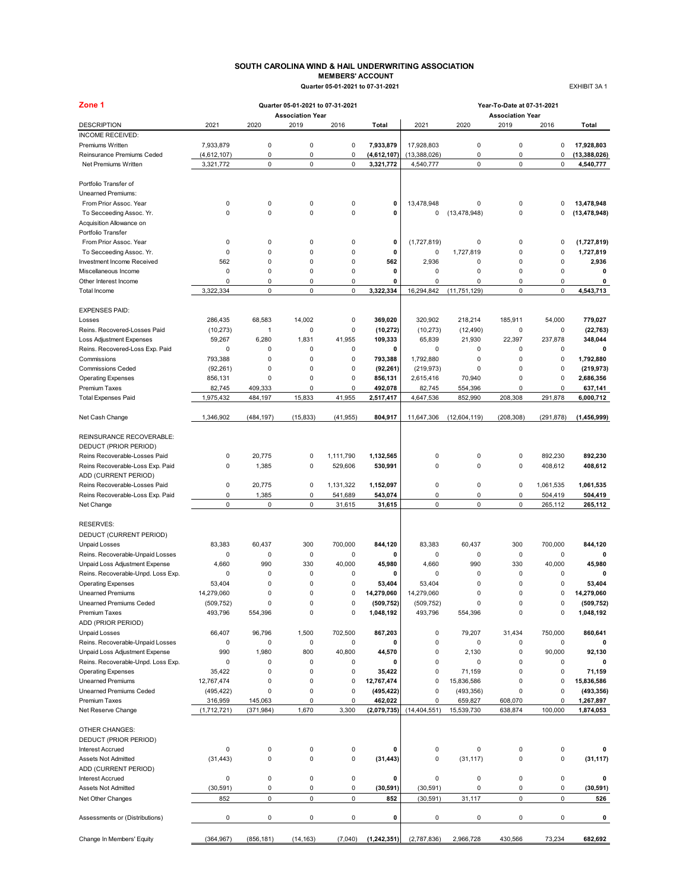# SOUTH CAROLINA WIND & HAIL UNDERWRITING ASSOCIATION

## MEMBERS' ACCOUNT

**Quarter 05-01-2021 to 07-31-2021**

EXHIBIT 3A 1

**Zone 1**

| | Quarter 05-01-2021 to 07-31-2021 | | | | | Year-To-Date at 07-31-2021 | | | | |
|---|---|---|---|---|---|---|---|---|---|---|
| | Association Year | | | | | Association Year | | | | |
| DESCRIPTION | 2021 | 2020 | 2019 | 2016 | **Total** | 2021 | 2020 | 2019 | 2016 | **Total** |
| INCOME RECEIVED: | | | | | | | | | | |
| Premiums Written | 7,933,879 | 0 | 0 | 0 | **7,933,879** | 17,928,803 | 0 | 0 | 0 | **17,928,803** |
| Reinsurance Premiums Ceded | (4,612,107) | 0 | 0 | 0 | **(4,612,107)** | (13,388,026) | 0 | 0 | 0 | **(13,388,026)** |
| Net Premiums Written | 3,321,772 | 0 | 0 | 0 | **3,321,772** | 4,540,777 | 0 | 0 | 0 | **4,540,777** |
| Portfolio Transfer of | | | | | | | | | | |
| Unearned Premiums: | | | | | | | | | | |
| From Prior Assoc. Year | 0 | 0 | 0 | 0 | **0** | 13,478,948 | 0 | 0 | 0 | **13,478,948** |
| To Secceeding Assoc. Yr. | 0 | 0 | 0 | 0 | **0** | 0 | (13,478,948) | 0 | 0 | **(13,478,948)** |
| Acquisition Allowance on | | | | | | | | | | |
| Portfolio Transfer | | | | | | | | | | |
| From Prior Assoc. Year | 0 | 0 | 0 | 0 | **0** | (1,727,819) | 0 | 0 | 0 | **(1,727,819)** |
| To Secceeding Assoc. Yr. | 0 | 0 | 0 | 0 | **0** | 0 | 1,727,819 | 0 | 0 | **1,727,819** |
| Investment Income Received | 562 | 0 | 0 | 0 | **562** | 2,936 | 0 | 0 | 0 | **2,936** |
| Miscellaneous Income | 0 | 0 | 0 | 0 | **0** | 0 | 0 | 0 | 0 | **0** |
| Other Interest Income | 0 | 0 | 0 | 0 | **0** | 0 | 0 | 0 | 0 | **0** |
| Total Income | 3,322,334 | 0 | 0 | 0 | **3,322,334** | 16,294,842 | (11,751,129) | 0 | 0 | **4,543,713** |
| EXPENSES PAID: | | | | | | | | | | |
| Losses | 286,435 | 68,583 | 14,002 | 0 | **369,020** | 320,902 | 218,214 | 185,911 | 54,000 | **779,027** |
| Reins. Recovered-Losses Paid | (10,273) | 1 | 0 | 0 | **(10,272)** | (10,273) | (12,490) | 0 | 0 | **(22,763)** |
| Loss Adjustment Expenses | 59,267 | 6,280 | 1,831 | 41,955 | **109,333** | 65,839 | 21,930 | 22,397 | 237,878 | **348,044** |
| Reins. Recovered-Loss Exp. Paid | 0 | 0 | 0 | 0 | **0** | 0 | 0 | 0 | 0 | **0** |
| Commissions | 793,388 | 0 | 0 | 0 | **793,388** | 1,792,880 | 0 | 0 | 0 | **1,792,880** |
| Commissions Ceded | (92,261) | 0 | 0 | 0 | **(92,261)** | (219,973) | 0 | 0 | 0 | **(219,973)** |
| Operating Expenses | 856,131 | 0 | 0 | 0 | **856,131** | 2,615,416 | 70,940 | 0 | 0 | **2,686,356** |
| Premium Taxes | 82,745 | 409,333 | 0 | 0 | **492,078** | 82,745 | 554,396 | 0 | 0 | **637,141** |
| Total Expenses Paid | 1,975,432 | 484,197 | 15,833 | 41,955 | **2,517,417** | 4,647,536 | 852,990 | 208,308 | 291,878 | **6,000,712** |
| Net Cash Change | 1,346,902 | (484,197) | (15,833) | (41,955) | **804,917** | 11,647,306 | (12,604,119) | (208,308) | (291,878) | **(1,456,999)** |
| REINSURANCE RECOVERABLE: | | | | | | | | | | |
| DEDUCT (PRIOR PERIOD) | | | | | | | | | | |
| Reins Recoverable-Losses Paid | 0 | 20,775 | 0 | 1,111,790 | **1,132,565** | 0 | 0 | 0 | 892,230 | **892,230** |
| Reins Recoverable-Loss Exp. Paid | 0 | 1,385 | 0 | 529,606 | **530,991** | 0 | 0 | 0 | 408,612 | **408,612** |
| ADD (CURRENT PERIOD) | | | | | | | | | | |
| Reins Recoverable-Losses Paid | 0 | 20,775 | 0 | 1,131,322 | **1,152,097** | 0 | 0 | 0 | 1,061,535 | **1,061,535** |
| Reins Recoverable-Loss Exp. Paid | 0 | 1,385 | 0 | 541,689 | **543,074** | 0 | 0 | 0 | 504,419 | **504,419** |
| Net Change | 0 | 0 | 0 | 31,615 | **31,615** | 0 | 0 | 0 | 265,112 | **265,112** |
| RESERVES: | | | | | | | | | | |
| DEDUCT (CURRENT PERIOD) | | | | | | | | | | |
| Unpaid Losses | 83,383 | 60,437 | 300 | 700,000 | **844,120** | 83,383 | 60,437 | 300 | 700,000 | **844,120** |
| Reins. Recoverable-Unpaid Losses | 0 | 0 | 0 | 0 | **0** | 0 | 0 | 0 | 0 | **0** |
| Unpaid Loss Adjustment Expense | 4,660 | 990 | 330 | 40,000 | **45,980** | 4,660 | 990 | 330 | 40,000 | **45,980** |
| Reins. Recoverable-Unpd. Loss Exp. | 0 | 0 | 0 | 0 | **0** | 0 | 0 | 0 | 0 | **0** |
| Operating Expenses | 53,404 | 0 | 0 | 0 | **53,404** | 53,404 | 0 | 0 | 0 | **53,404** |
| Unearned Premiums | 14,279,060 | 0 | 0 | 0 | **14,279,060** | 14,279,060 | 0 | 0 | 0 | **14,279,060** |
| Unearned Premiums Ceded | (509,752) | 0 | 0 | 0 | **(509,752)** | (509,752) | 0 | 0 | 0 | **(509,752)** |
| Premium Taxes | 493,796 | 554,396 | 0 | 0 | **1,048,192** | 493,796 | 554,396 | 0 | 0 | **1,048,192** |
| ADD (PRIOR PERIOD) | | | | | | | | | | |
| Unpaid Losses | 66,407 | 96,796 | 1,500 | 702,500 | **867,203** | 0 | 79,207 | 31,434 | 750,000 | **860,641** |
| Reins. Recoverable-Unpaid Losses | 0 | 0 | 0 | 0 | **0** | 0 | 0 | 0 | 0 | **0** |
| Unpaid Loss Adjustment Expense | 990 | 1,980 | 800 | 40,800 | **44,570** | 0 | 2,130 | 0 | 90,000 | **92,130** |
| Reins. Recoverable-Unpd. Loss Exp. | 0 | 0 | 0 | 0 | **0** | 0 | 0 | 0 | 0 | **0** |
| Operating Expenses | 35,422 | 0 | 0 | 0 | **35,422** | 0 | 71,159 | 0 | 0 | **71,159** |
| Unearned Premiums | 12,767,474 | 0 | 0 | 0 | **12,767,474** | 0 | 15,836,586 | 0 | 0 | **15,836,586** |
| Unearned Premiums Ceded | (495,422) | 0 | 0 | 0 | **(495,422)** | 0 | (493,356) | 0 | 0 | **(493,356)** |
| Premium Taxes | 316,959 | 145,063 | 0 | 0 | **462,022** | 0 | 659,827 | 608,070 | 0 | **1,267,897** |
| Net Reserve Change | (1,712,721) | (371,984) | 1,670 | 3,300 | **(2,079,735)** | (14,404,551) | 15,539,730 | 638,874 | 100,000 | **1,874,053** |
| OTHER CHANGES: | | | | | | | | | | |
| DEDUCT (PRIOR PERIOD) | | | | | | | | | | |
| Interest Accrued | 0 | 0 | 0 | 0 | **0** | 0 | 0 | 0 | 0 | **0** |
| Assets Not Admitted | (31,443) | 0 | 0 | 0 | **(31,443)** | 0 | (31,117) | 0 | 0 | **(31,117)** |
| ADD (CURRENT PERIOD) | | | | | | | | | | |
| Interest Accrued | 0 | 0 | 0 | 0 | **0** | 0 | 0 | 0 | 0 | **0** |
| Assets Not Admitted | (30,591) | 0 | 0 | 0 | **(30,591)** | (30,591) | 0 | 0 | 0 | **(30,591)** |
| Net Other Changes | 852 | 0 | 0 | 0 | **852** | (30,591) | 31,117 | 0 | 0 | **526** |
| Assessments or (Distributions) | 0 | 0 | 0 | 0 | **0** | 0 | 0 | 0 | 0 | **0** |
| Change In Members' Equity | (364,967) | (856,181) | (14,163) | (7,040) | **(1,242,351)** | (2,787,836) | 2,966,728 | 430,566 | 73,234 | **682,692** |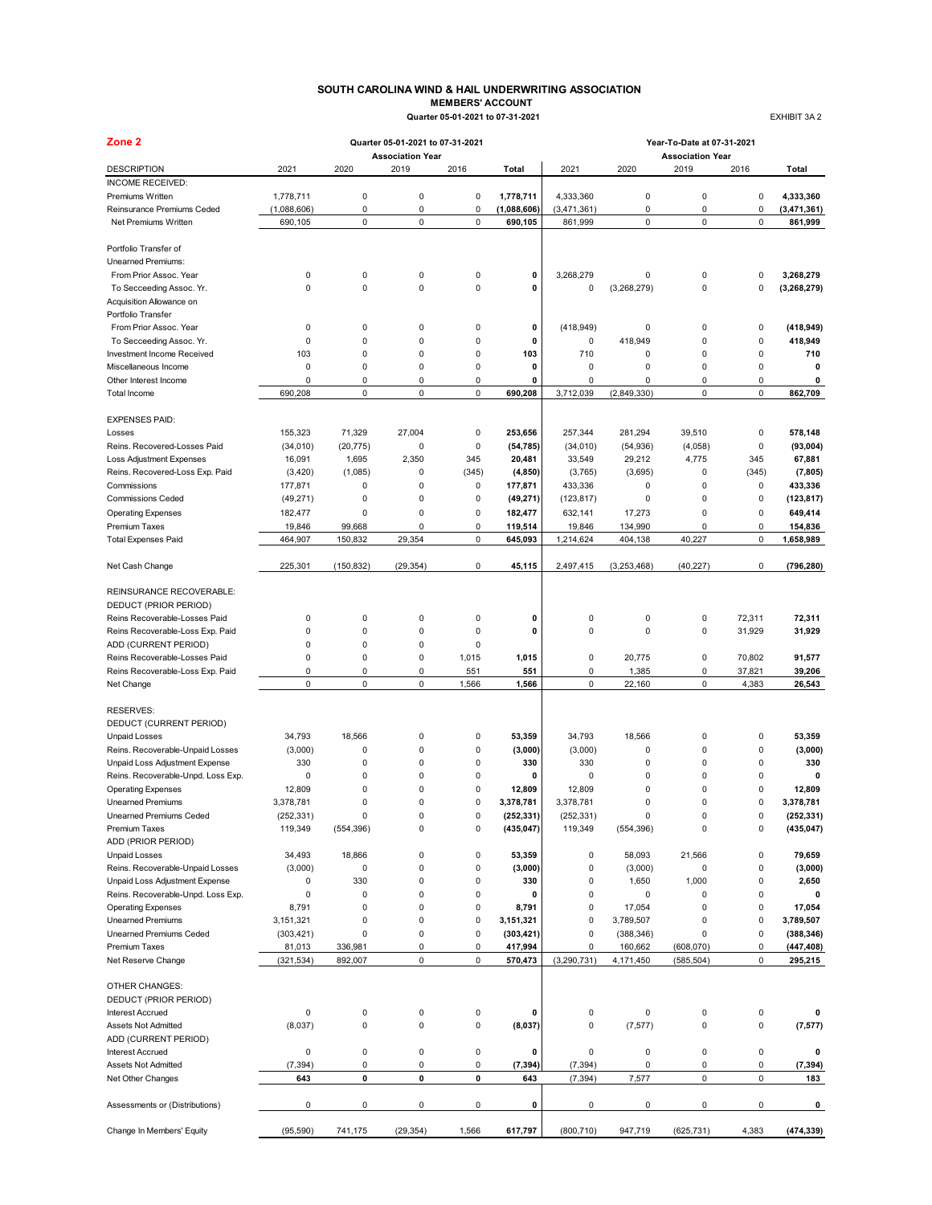# SOUTH CAROLINA WIND & HAIL UNDERWRITING ASSOCIATION

## MEMBERS' ACCOUNT

**Quarter 05-01-2021 to 07-31-2021**

EXHIBIT 3A 2

**Zone 2**

| | Quarter 05-01-2021 to 07-31-2021 | | | | | Year-To-Date at 07-31-2021 | | | | |
|---|---|---|---|---|---|---|---|---|---|---|
| | Association Year | | | | | Association Year | | | | |
| DESCRIPTION | 2021 | 2020 | 2019 | 2016 | Total | 2021 | 2020 | 2019 | 2016 | Total |
| INCOME RECEIVED: | | | | | | | | | | |
| Premiums Written | 1,778,711 | 0 | 0 | 0 | **1,778,711** | 4,333,360 | 0 | 0 | 0 | **4,333,360** |
| Reinsurance Premiums Ceded | (1,088,606) | 0 | 0 | 0 | **(1,088,606)** | (3,471,361) | 0 | 0 | 0 | **(3,471,361)** |
| Net Premiums Written | 690,105 | 0 | 0 | 0 | **690,105** | 861,999 | 0 | 0 | 0 | **861,999** |
| Portfolio Transfer of Unearned Premiums: | | | | | | | | | | |
| From Prior Assoc. Year | 0 | 0 | 0 | 0 | **0** | 3,268,279 | 0 | 0 | 0 | **3,268,279** |
| To Secceeding Assoc. Yr. | 0 | 0 | 0 | 0 | **0** | 0 | (3,268,279) | 0 | 0 | **(3,268,279)** |
| Acquisition Allowance on Portfolio Transfer | | | | | | | | | | |
| From Prior Assoc. Year | 0 | 0 | 0 | 0 | **0** | (418,949) | 0 | 0 | 0 | **(418,949)** |
| To Secceeding Assoc. Yr. | 0 | 0 | 0 | 0 | **0** | 0 | 418,949 | 0 | 0 | **418,949** |
| Investment Income Received | 103 | 0 | 0 | 0 | **103** | 710 | 0 | 0 | 0 | **710** |
| Miscellaneous Income | 0 | 0 | 0 | 0 | **0** | 0 | 0 | 0 | 0 | **0** |
| Other Interest Income | 0 | 0 | 0 | 0 | **0** | 0 | 0 | 0 | 0 | **0** |
| Total Income | 690,208 | 0 | 0 | 0 | **690,208** | 3,712,039 | (2,849,330) | 0 | 0 | **862,709** |
| EXPENSES PAID: | | | | | | | | | | |
| Losses | 155,323 | 71,329 | 27,004 | 0 | **253,656** | 257,344 | 281,294 | 39,510 | 0 | **578,148** |
| Reins. Recovered-Losses Paid | (34,010) | (20,775) | 0 | 0 | **(54,785)** | (34,010) | (54,936) | (4,058) | 0 | **(93,004)** |
| Loss Adjustment Expenses | 16,091 | 1,695 | 2,350 | 345 | **20,481** | 33,549 | 29,212 | 4,775 | 345 | **67,881** |
| Reins. Recovered-Loss Exp. Paid | (3,420) | (1,085) | 0 | (345) | **(4,850)** | (3,765) | (3,695) | 0 | (345) | **(7,805)** |
| Commissions | 177,871 | 0 | 0 | 0 | **177,871** | 433,336 | 0 | 0 | 0 | **433,336** |
| Commissions Ceded | (49,271) | 0 | 0 | 0 | **(49,271)** | (123,817) | 0 | 0 | 0 | **(123,817)** |
| Operating Expenses | 182,477 | 0 | 0 | 0 | **182,477** | 632,141 | 17,273 | 0 | 0 | **649,414** |
| Premium Taxes | 19,846 | 99,668 | 0 | 0 | **119,514** | 19,846 | 134,990 | 0 | 0 | **154,836** |
| Total Expenses Paid | 464,907 | 150,832 | 29,354 | 0 | **645,093** | 1,214,624 | 404,138 | 40,227 | 0 | **1,658,989** |
| Net Cash Change | 225,301 | (150,832) | (29,354) | 0 | **45,115** | 2,497,415 | (3,253,468) | (40,227) | 0 | **(796,280)** |
| REINSURANCE RECOVERABLE: | | | | | | | | | | |
| DEDUCT (PRIOR PERIOD) | | | | | | | | | | |
| Reins Recoverable-Losses Paid | 0 | 0 | 0 | 0 | **0** | 0 | 0 | 0 | 72,311 | **72,311** |
| Reins Recoverable-Loss Exp. Paid | 0 | 0 | 0 | 0 | **0** | 0 | 0 | 0 | 31,929 | **31,929** |
| ADD (CURRENT PERIOD) | 0 | 0 | 0 | 0 | | | | | | |
| Reins Recoverable-Losses Paid | 0 | 0 | 0 | 1,015 | **1,015** | 0 | 20,775 | 0 | 70,802 | **91,577** |
| Reins Recoverable-Loss Exp. Paid | 0 | 0 | 0 | 551 | **551** | 0 | 1,385 | 0 | 37,821 | **39,206** |
| Net Change | 0 | 0 | 0 | 1,566 | **1,566** | 0 | 22,160 | 0 | 4,383 | **26,543** |
| RESERVES: | | | | | | | | | | |
| DEDUCT (CURRENT PERIOD) | | | | | | | | | | |
| Unpaid Losses | 34,793 | 18,566 | 0 | 0 | **53,359** | 34,793 | 18,566 | 0 | 0 | **53,359** |
| Reins. Recoverable-Unpaid Losses | (3,000) | 0 | 0 | 0 | **(3,000)** | (3,000) | 0 | 0 | 0 | **(3,000)** |
| Unpaid Loss Adjustment Expense | 330 | 0 | 0 | 0 | **330** | 330 | 0 | 0 | 0 | **330** |
| Reins. Recoverable-Unpd. Loss Exp. | 0 | 0 | 0 | 0 | **0** | 0 | 0 | 0 | 0 | **0** |
| Operating Expenses | 12,809 | 0 | 0 | 0 | **12,809** | 12,809 | 0 | 0 | 0 | **12,809** |
| Unearned Premiums | 3,378,781 | 0 | 0 | 0 | **3,378,781** | 3,378,781 | 0 | 0 | 0 | **3,378,781** |
| Unearned Premiums Ceded | (252,331) | 0 | 0 | 0 | **(252,331)** | (252,331) | 0 | 0 | 0 | **(252,331)** |
| Premium Taxes | 119,349 | (554,396) | 0 | 0 | **(435,047)** | 119,349 | (554,396) | 0 | 0 | **(435,047)** |
| ADD (PRIOR PERIOD) | | | | | | | | | | |
| Unpaid Losses | 34,493 | 18,866 | 0 | 0 | **53,359** | 0 | 58,093 | 21,566 | 0 | **79,659** |
| Reins. Recoverable-Unpaid Losses | (3,000) | 0 | 0 | 0 | **(3,000)** | 0 | (3,000) | 0 | 0 | **(3,000)** |
| Unpaid Loss Adjustment Expense | 0 | 330 | 0 | 0 | **330** | 0 | 1,650 | 1,000 | 0 | **2,650** |
| Reins. Recoverable-Unpd. Loss Exp. | 0 | 0 | 0 | 0 | **0** | 0 | 0 | 0 | 0 | **0** |
| Operating Expenses | 8,791 | 0 | 0 | 0 | **8,791** | 0 | 17,054 | 0 | 0 | **17,054** |
| Unearned Premiums | 3,151,321 | 0 | 0 | 0 | **3,151,321** | 0 | 3,789,507 | 0 | 0 | **3,789,507** |
| Unearned Premiums Ceded | (303,421) | 0 | 0 | 0 | **(303,421)** | 0 | (388,346) | 0 | 0 | **(388,346)** |
| Premium Taxes | 81,013 | 336,981 | 0 | 0 | **417,994** | 0 | 160,662 | (608,070) | 0 | **(447,408)** |
| Net Reserve Change | (321,534) | 892,007 | 0 | 0 | **570,473** | (3,290,731) | 4,171,450 | (585,504) | 0 | **295,215** |
| OTHER CHANGES: | | | | | | | | | | |
| DEDUCT (PRIOR PERIOD) | | | | | | | | | | |
| Interest Accrued | 0 | 0 | 0 | 0 | **0** | 0 | 0 | 0 | 0 | **0** |
| Assets Not Admitted | (8,037) | 0 | 0 | 0 | **(8,037)** | 0 | (7,577) | 0 | 0 | **(7,577)** |
| ADD (CURRENT PERIOD) | | | | | | | | | | |
| Interest Accrued | 0 | 0 | 0 | 0 | **0** | 0 | 0 | 0 | 0 | **0** |
| Assets Not Admitted | (7,394) | 0 | 0 | 0 | **(7,394)** | (7,394) | 0 | 0 | 0 | **(7,394)** |
| Net Other Changes | **643** | **0** | **0** | **0** | **643** | (7,394) | 7,577 | 0 | 0 | **183** |
| Assessments or (Distributions) | 0 | 0 | 0 | 0 | **0** | 0 | 0 | 0 | 0 | **0** |
| Change In Members' Equity | (95,590) | 741,175 | (29,354) | 1,566 | **617,797** | (800,710) | 947,719 | (625,731) | 4,383 | **(474,339)** |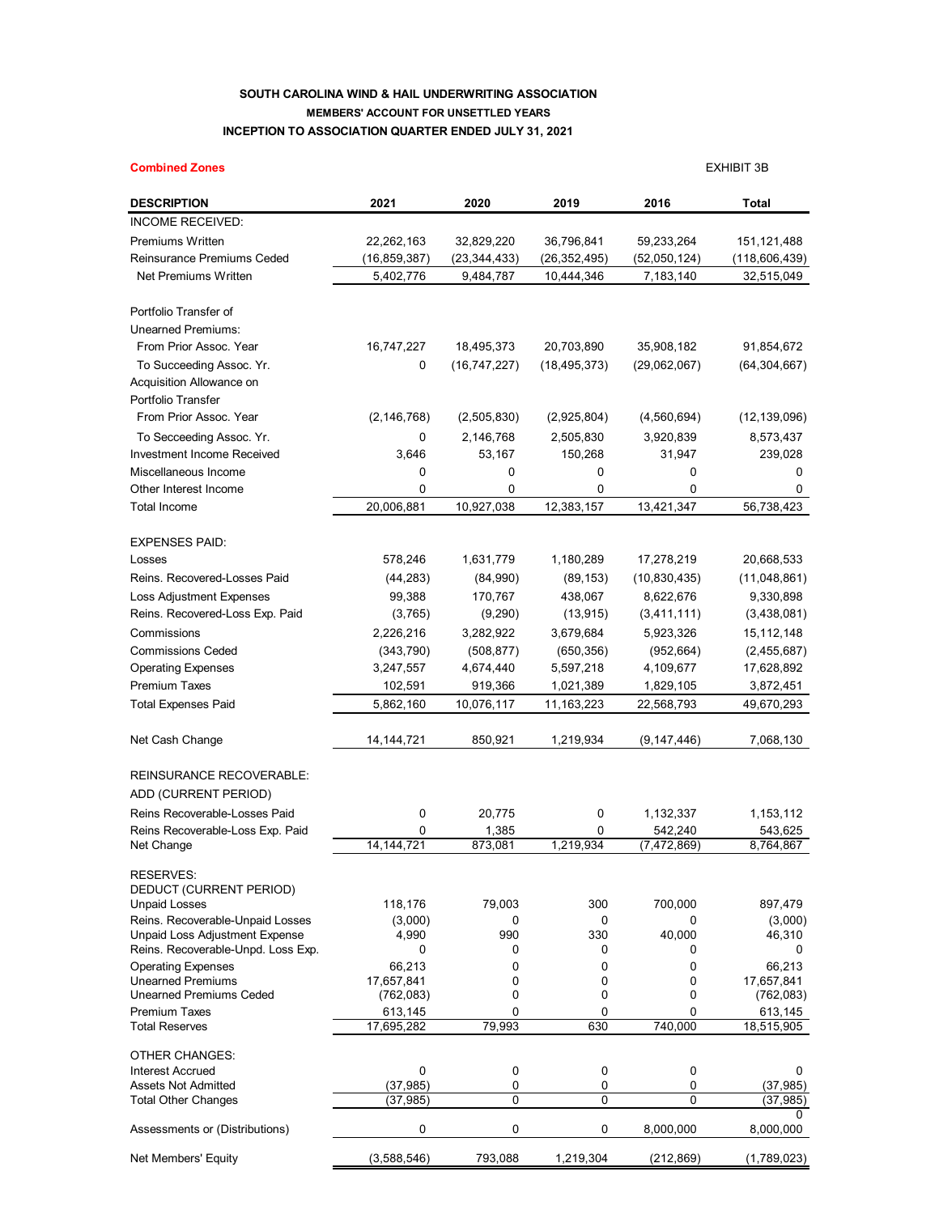**SOUTH CAROLINA WIND & HAIL UNDERWRITING ASSOCIATION**

**MEMBERS' ACCOUNT FOR UNSETTLED YEARS**

**INCEPTION TO ASSOCIATION QUARTER ENDED JULY 31, 2021**

**Combined Zones**

EXHIBIT 3B

| DESCRIPTION | 2021 | 2020 | 2019 | 2016 | Total |
|---|---|---|---|---|---|
| INCOME RECEIVED: | | | | | |
| Premiums Written | 22,262,163 | 32,829,220 | 36,796,841 | 59,233,264 | 151,121,488 |
| Reinsurance Premiums Ceded | (16,859,387) | (23,344,433) | (26,352,495) | (52,050,124) | (118,606,439) |
| Net Premiums Written | 5,402,776 | 9,484,787 | 10,444,346 | 7,183,140 | 32,515,049 |
| Portfolio Transfer of Unearned Premiums: | | | | | |
| From Prior Assoc. Year | 16,747,227 | 18,495,373 | 20,703,890 | 35,908,182 | 91,854,672 |
| To Succeeding Assoc. Yr. | 0 | (16,747,227) | (18,495,373) | (29,062,067) | (64,304,667) |
| Acquisition Allowance on Portfolio Transfer | | | | | |
| From Prior Assoc. Year | (2,146,768) | (2,505,830) | (2,925,804) | (4,560,694) | (12,139,096) |
| To Secceeding Assoc. Yr. | 0 | 2,146,768 | 2,505,830 | 3,920,839 | 8,573,437 |
| Investment Income Received | 3,646 | 53,167 | 150,268 | 31,947 | 239,028 |
| Miscellaneous Income | 0 | 0 | 0 | 0 | 0 |
| Other Interest Income | 0 | 0 | 0 | 0 | 0 |
| Total Income | 20,006,881 | 10,927,038 | 12,383,157 | 13,421,347 | 56,738,423 |
| EXPENSES PAID: | | | | | |
| Losses | 578,246 | 1,631,779 | 1,180,289 | 17,278,219 | 20,668,533 |
| Reins. Recovered-Losses Paid | (44,283) | (84,990) | (89,153) | (10,830,435) | (11,048,861) |
| Loss Adjustment Expenses | 99,388 | 170,767 | 438,067 | 8,622,676 | 9,330,898 |
| Reins. Recovered-Loss Exp. Paid | (3,765) | (9,290) | (13,915) | (3,411,111) | (3,438,081) |
| Commissions | 2,226,216 | 3,282,922 | 3,679,684 | 5,923,326 | 15,112,148 |
| Commissions Ceded | (343,790) | (508,877) | (650,356) | (952,664) | (2,455,687) |
| Operating Expenses | 3,247,557 | 4,674,440 | 5,597,218 | 4,109,677 | 17,628,892 |
| Premium Taxes | 102,591 | 919,366 | 1,021,389 | 1,829,105 | 3,872,451 |
| Total Expenses Paid | 5,862,160 | 10,076,117 | 11,163,223 | 22,568,793 | 49,670,293 |
| Net Cash Change | 14,144,721 | 850,921 | 1,219,934 | (9,147,446) | 7,068,130 |
| REINSURANCE RECOVERABLE: | | | | | |
| ADD (CURRENT PERIOD) | | | | | |
| Reins Recoverable-Losses Paid | 0 | 20,775 | 0 | 1,132,337 | 1,153,112 |
| Reins Recoverable-Loss Exp. Paid | 0 | 1,385 | 0 | 542,240 | 543,625 |
| Net Change | 14,144,721 | 873,081 | 1,219,934 | (7,472,869) | 8,764,867 |
| RESERVES: | | | | | |
| DEDUCT (CURRENT PERIOD) | | | | | |
| Unpaid Losses | 118,176 | 79,003 | 300 | 700,000 | 897,479 |
| Reins. Recoverable-Unpaid Losses | (3,000) | 0 | 0 | 0 | (3,000) |
| Unpaid Loss Adjustment Expense | 4,990 | 990 | 330 | 40,000 | 46,310 |
| Reins. Recoverable-Unpd. Loss Exp. | 0 | 0 | 0 | 0 | 0 |
| Operating Expenses | 66,213 | 0 | 0 | 0 | 66,213 |
| Unearned Premiums | 17,657,841 | 0 | 0 | 0 | 17,657,841 |
| Unearned Premiums Ceded | (762,083) | 0 | 0 | 0 | (762,083) |
| Premium Taxes | 613,145 | 0 | 0 | 0 | 613,145 |
| Total Reserves | 17,695,282 | 79,993 | 630 | 740,000 | 18,515,905 |
| OTHER CHANGES: | | | | | |
| Interest Accrued | 0 | 0 | 0 | 0 | 0 |
| Assets Not Admitted | (37,985) | 0 | 0 | 0 | (37,985) |
| Total Other Changes | (37,985) | 0 | 0 | 0 | (37,985) |
| | | | | | 0 |
| Assessments or (Distributions) | 0 | 0 | 0 | 8,000,000 | 8,000,000 |
| Net Members' Equity | (3,588,546) | 793,088 | 1,219,304 | (212,869) | (1,789,023) |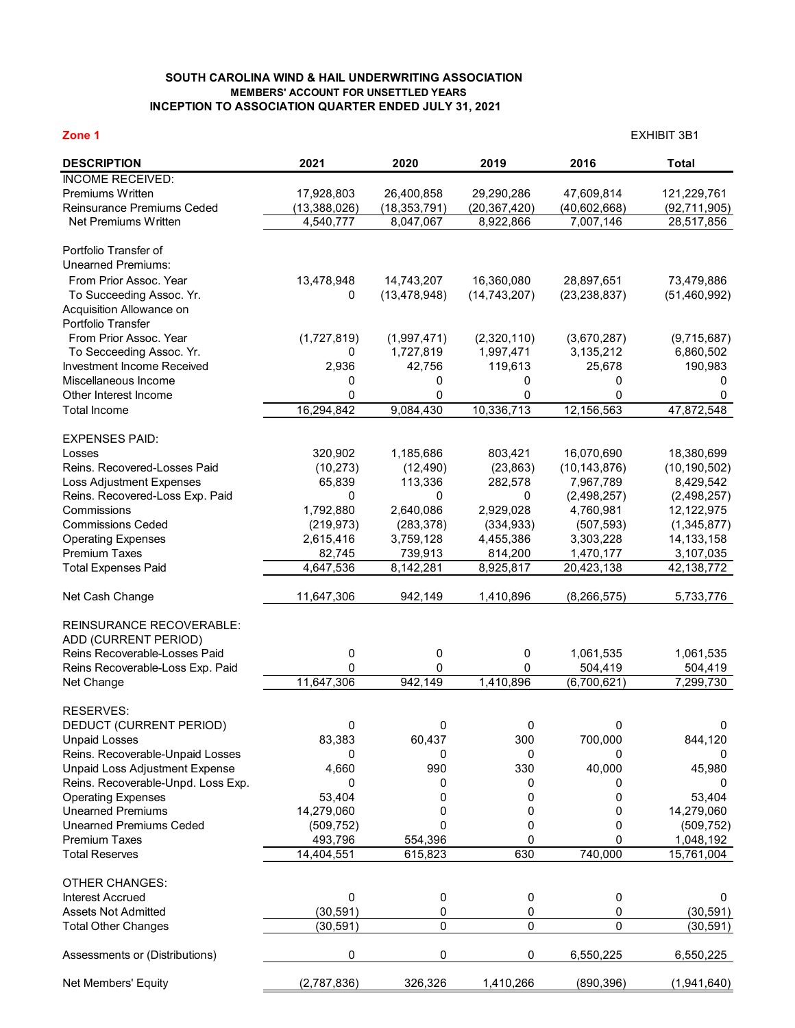**SOUTH CAROLINA WIND & HAIL UNDERWRITING ASSOCIATION**
**MEMBERS' ACCOUNT FOR UNSETTLED YEARS**
**INCEPTION TO ASSOCIATION QUARTER ENDED JULY 31, 2021**

**Zone 1**

EXHIBIT 3B1

| DESCRIPTION | 2021 | 2020 | 2019 | 2016 | Total |
|---|---|---|---|---|---|
| INCOME RECEIVED: | | | | | |
| Premiums Written | 17,928,803 | 26,400,858 | 29,290,286 | 47,609,814 | 121,229,761 |
| Reinsurance Premiums Ceded | (13,388,026) | (18,353,791) | (20,367,420) | (40,602,668) | (92,711,905) |
| Net Premiums Written | 4,540,777 | 8,047,067 | 8,922,866 | 7,007,146 | 28,517,856 |
| Portfolio Transfer of Unearned Premiums: | | | | | |
| From Prior Assoc. Year | 13,478,948 | 14,743,207 | 16,360,080 | 28,897,651 | 73,479,886 |
| To Succeeding Assoc. Yr. | 0 | (13,478,948) | (14,743,207) | (23,238,837) | (51,460,992) |
| Acquisition Allowance on Portfolio Transfer | | | | | |
| From Prior Assoc. Year | (1,727,819) | (1,997,471) | (2,320,110) | (3,670,287) | (9,715,687) |
| To Secceeding Assoc. Yr. | 0 | 1,727,819 | 1,997,471 | 3,135,212 | 6,860,502 |
| Investment Income Received | 2,936 | 42,756 | 119,613 | 25,678 | 190,983 |
| Miscellaneous Income | 0 | 0 | 0 | 0 | 0 |
| Other Interest Income | 0 | 0 | 0 | 0 | 0 |
| Total Income | 16,294,842 | 9,084,430 | 10,336,713 | 12,156,563 | 47,872,548 |
| EXPENSES PAID: | | | | | |
| Losses | 320,902 | 1,185,686 | 803,421 | 16,070,690 | 18,380,699 |
| Reins. Recovered-Losses Paid | (10,273) | (12,490) | (23,863) | (10,143,876) | (10,190,502) |
| Loss Adjustment Expenses | 65,839 | 113,336 | 282,578 | 7,967,789 | 8,429,542 |
| Reins. Recovered-Loss Exp. Paid | 0 | 0 | 0 | (2,498,257) | (2,498,257) |
| Commissions | 1,792,880 | 2,640,086 | 2,929,028 | 4,760,981 | 12,122,975 |
| Commissions Ceded | (219,973) | (283,378) | (334,933) | (507,593) | (1,345,877) |
| Operating Expenses | 2,615,416 | 3,759,128 | 4,455,386 | 3,303,228 | 14,133,158 |
| Premium Taxes | 82,745 | 739,913 | 814,200 | 1,470,177 | 3,107,035 |
| Total Expenses Paid | 4,647,536 | 8,142,281 | 8,925,817 | 20,423,138 | 42,138,772 |
| Net Cash Change | 11,647,306 | 942,149 | 1,410,896 | (8,266,575) | 5,733,776 |
| REINSURANCE RECOVERABLE: ADD (CURRENT PERIOD) | | | | | |
| Reins Recoverable-Losses Paid | 0 | 0 | 0 | 1,061,535 | 1,061,535 |
| Reins Recoverable-Loss Exp. Paid | 0 | 0 | 0 | 504,419 | 504,419 |
| Net Change | 11,647,306 | 942,149 | 1,410,896 | (6,700,621) | 7,299,730 |
| RESERVES: | | | | | |
| DEDUCT (CURRENT PERIOD) | 0 | 0 | 0 | 0 | 0 |
| Unpaid Losses | 83,383 | 60,437 | 300 | 700,000 | 844,120 |
| Reins. Recoverable-Unpaid Losses | 0 | 0 | 0 | 0 | 0 |
| Unpaid Loss Adjustment Expense | 4,660 | 990 | 330 | 40,000 | 45,980 |
| Reins. Recoverable-Unpd. Loss Exp. | 0 | 0 | 0 | 0 | 0 |
| Operating Expenses | 53,404 | 0 | 0 | 0 | 53,404 |
| Unearned Premiums | 14,279,060 | 0 | 0 | 0 | 14,279,060 |
| Unearned Premiums Ceded | (509,752) | 0 | 0 | 0 | (509,752) |
| Premium Taxes | 493,796 | 554,396 | 0 | 0 | 1,048,192 |
| Total Reserves | 14,404,551 | 615,823 | 630 | 740,000 | 15,761,004 |
| OTHER CHANGES: | | | | | |
| Interest Accrued | 0 | 0 | 0 | 0 | 0 |
| Assets Not Admitted | (30,591) | 0 | 0 | 0 | (30,591) |
| Total Other Changes | (30,591) | 0 | 0 | 0 | (30,591) |
| Assessments or (Distributions) | 0 | 0 | 0 | 6,550,225 | 6,550,225 |
| Net Members' Equity | (2,787,836) | 326,326 | 1,410,266 | (890,396) | (1,941,640) |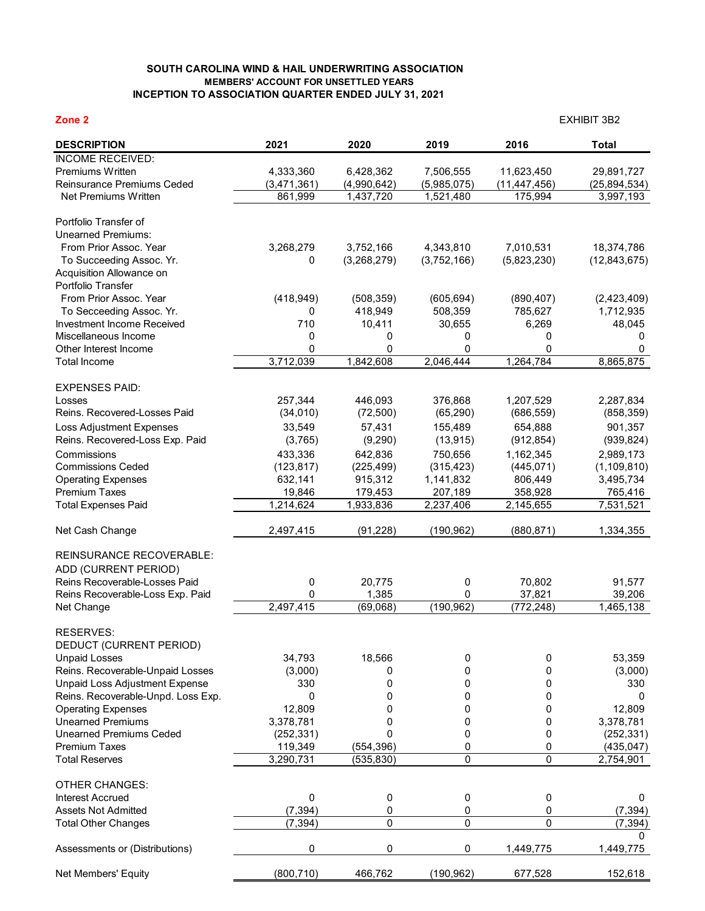**SOUTH CAROLINA WIND & HAIL UNDERWRITING ASSOCIATION**
**MEMBERS' ACCOUNT FOR UNSETTLED YEARS**
**INCEPTION TO ASSOCIATION QUARTER ENDED JULY 31, 2021**

**Zone 2**

EXHIBIT 3B2

| DESCRIPTION | 2021 | 2020 | 2019 | 2016 | Total |
|---|---|---|---|---|---|
| INCOME RECEIVED: | | | | | |
| Premiums Written | 4,333,360 | 6,428,362 | 7,506,555 | 11,623,450 | 29,891,727 |
| Reinsurance Premiums Ceded | (3,471,361) | (4,990,642) | (5,985,075) | (11,447,456) | (25,894,534) |
| Net Premiums Written | 861,999 | 1,437,720 | 1,521,480 | 175,994 | 3,997,193 |
| | | | | | |
| Portfolio Transfer of | | | | | |
| Unearned Premiums: | | | | | |
| From Prior Assoc. Year | 3,268,279 | 3,752,166 | 4,343,810 | 7,010,531 | 18,374,786 |
| To Succeeding Assoc. Yr. | 0 | (3,268,279) | (3,752,166) | (5,823,230) | (12,843,675) |
| Acquisition Allowance on | | | | | |
| Portfolio Transfer | | | | | |
| From Prior Assoc. Year | (418,949) | (508,359) | (605,694) | (890,407) | (2,423,409) |
| To Secceeding Assoc. Yr. | 0 | 418,949 | 508,359 | 785,627 | 1,712,935 |
| Investment Income Received | 710 | 10,411 | 30,655 | 6,269 | 48,045 |
| Miscellaneous Income | 0 | 0 | 0 | 0 | 0 |
| Other Interest Income | 0 | 0 | 0 | 0 | 0 |
| Total Income | 3,712,039 | 1,842,608 | 2,046,444 | 1,264,784 | 8,865,875 |
| | | | | | |
| EXPENSES PAID: | | | | | |
| Losses | 257,344 | 446,093 | 376,868 | 1,207,529 | 2,287,834 |
| Reins. Recovered-Losses Paid | (34,010) | (72,500) | (65,290) | (686,559) | (858,359) |
| Loss Adjustment Expenses | 33,549 | 57,431 | 155,489 | 654,888 | 901,357 |
| Reins. Recovered-Loss Exp. Paid | (3,765) | (9,290) | (13,915) | (912,854) | (939,824) |
| Commissions | 433,336 | 642,836 | 750,656 | 1,162,345 | 2,989,173 |
| Commissions Ceded | (123,817) | (225,499) | (315,423) | (445,071) | (1,109,810) |
| Operating Expenses | 632,141 | 915,312 | 1,141,832 | 806,449 | 3,495,734 |
| Premium Taxes | 19,846 | 179,453 | 207,189 | 358,928 | 765,416 |
| Total Expenses Paid | 1,214,624 | 1,933,836 | 2,237,406 | 2,145,655 | 7,531,521 |
| | | | | | |
| Net Cash Change | 2,497,415 | (91,228) | (190,962) | (880,871) | 1,334,355 |
| | | | | | |
| REINSURANCE RECOVERABLE: | | | | | |
| ADD (CURRENT PERIOD) | | | | | |
| Reins Recoverable-Losses Paid | 0 | 20,775 | 0 | 70,802 | 91,577 |
| Reins Recoverable-Loss Exp. Paid | 0 | 1,385 | 0 | 37,821 | 39,206 |
| Net Change | 2,497,415 | (69,068) | (190,962) | (772,248) | 1,465,138 |
| | | | | | |
| RESERVES: | | | | | |
| DEDUCT (CURRENT PERIOD) | | | | | |
| Unpaid Losses | 34,793 | 18,566 | 0 | 0 | 53,359 |
| Reins. Recoverable-Unpaid Losses | (3,000) | 0 | 0 | 0 | (3,000) |
| Unpaid Loss Adjustment Expense | 330 | 0 | 0 | 0 | 330 |
| Reins. Recoverable-Unpd. Loss Exp. | 0 | 0 | 0 | 0 | 0 |
| Operating Expenses | 12,809 | 0 | 0 | 0 | 12,809 |
| Unearned Premiums | 3,378,781 | 0 | 0 | 0 | 3,378,781 |
| Unearned Premiums Ceded | (252,331) | 0 | 0 | 0 | (252,331) |
| Premium Taxes | 119,349 | (554,396) | 0 | 0 | (435,047) |
| Total Reserves | 3,290,731 | (535,830) | 0 | 0 | 2,754,901 |
| | | | | | |
| OTHER CHANGES: | | | | | |
| Interest Accrued | 0 | 0 | 0 | 0 | 0 |
| Assets Not Admitted | (7,394) | 0 | 0 | 0 | (7,394) |
| Total Other Changes | (7,394) | 0 | 0 | 0 | (7,394) |
| | | | | | 0 |
| Assessments or (Distributions) | 0 | 0 | 0 | 1,449,775 | 1,449,775 |
| | | | | | |
| Net Members' Equity | (800,710) | 466,762 | (190,962) | 677,528 | 152,618 |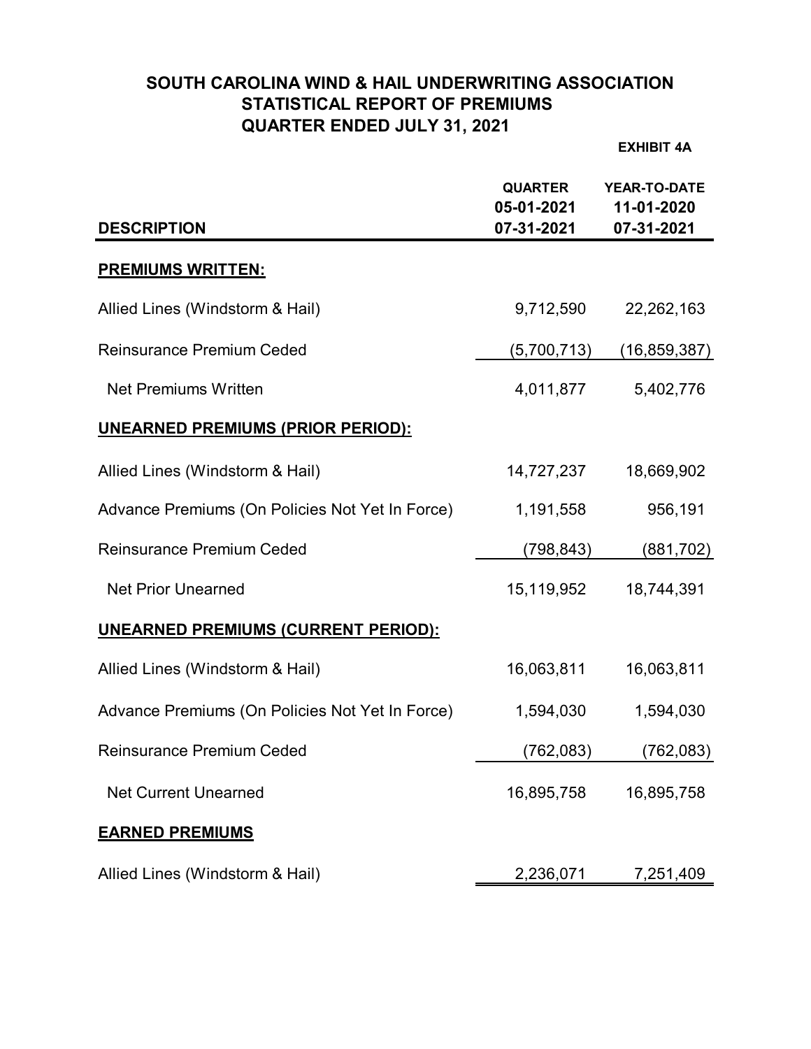# SOUTH CAROLINA WIND & HAIL UNDERWRITING ASSOCIATION
## STATISTICAL REPORT OF PREMIUMS
## QUARTER ENDED JULY 31, 2021

**EXHIBIT 4A**

| DESCRIPTION | QUARTER 05-01-2021 07-31-2021 | YEAR-TO-DATE 11-01-2020 07-31-2021 |
|---|---|---|
| **PREMIUMS WRITTEN:** | | |
| Allied Lines (Windstorm & Hail) | 9,712,590 | 22,262,163 |
| Reinsurance Premium Ceded | (5,700,713) | (16,859,387) |
| Net Premiums Written | 4,011,877 | 5,402,776 |
| **UNEARNED PREMIUMS (PRIOR PERIOD):** | | |
| Allied Lines (Windstorm & Hail) | 14,727,237 | 18,669,902 |
| Advance Premiums (On Policies Not Yet In Force) | 1,191,558 | 956,191 |
| Reinsurance Premium Ceded | (798,843) | (881,702) |
| Net Prior Unearned | 15,119,952 | 18,744,391 |
| **UNEARNED PREMIUMS (CURRENT PERIOD):** | | |
| Allied Lines (Windstorm & Hail) | 16,063,811 | 16,063,811 |
| Advance Premiums (On Policies Not Yet In Force) | 1,594,030 | 1,594,030 |
| Reinsurance Premium Ceded | (762,083) | (762,083) |
| Net Current Unearned | 16,895,758 | 16,895,758 |
| **EARNED PREMIUMS** | | |
| Allied Lines (Windstorm & Hail) | 2,236,071 | 7,251,409 |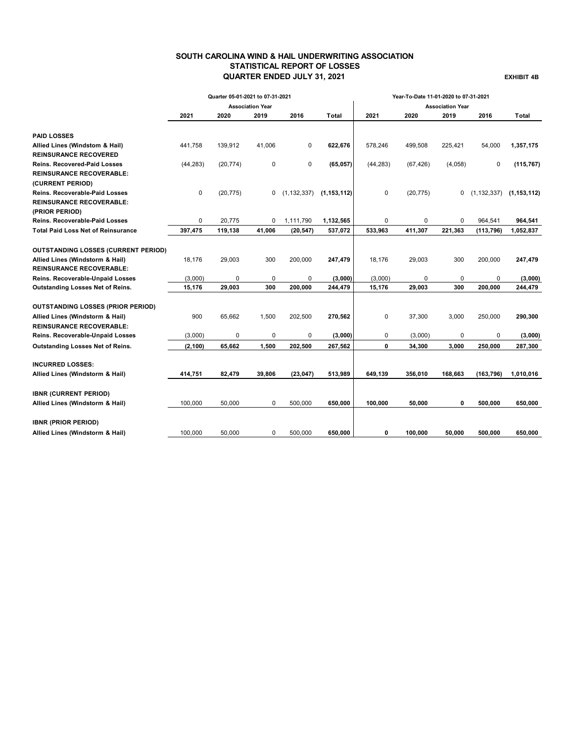# SOUTH CAROLINA WIND & HAIL UNDERWRITING ASSOCIATION
## STATISTICAL REPORT OF LOSSES
## QUARTER ENDED JULY 31, 2021

**EXHIBIT 4B**

| | Quarter 05-01-2021 to 07-31-2021 | | | | | Year-To-Date 11-01-2020 to 07-31-2021 | | | | |
|---|---|---|---|---|---|---|---|---|---|---|
| | Association Year | | | | | Association Year | | | | |
| | 2021 | 2020 | 2019 | 2016 | Total | 2021 | 2020 | 2019 | 2016 | Total |
| **PAID LOSSES** | | | | | | | | | | |
| **Allied Lines (Windstom & Hail)** | 441,758 | 139,912 | 41,006 | 0 | **622,676** | 578,246 | 499,508 | 225,421 | 54,000 | **1,357,175** |
| **REINSURANCE RECOVERED** | | | | | | | | | | |
| **Reins. Recovered-Paid Losses** | (44,283) | (20,774) | 0 | 0 | **(65,057)** | (44,283) | (67,426) | (4,058) | 0 | **(115,767)** |
| **REINSURANCE RECOVERABLE: (CURRENT PERIOD)** | | | | | | | | | | |
| **Reins. Recoverable-Paid Losses** | 0 | (20,775) | 0 | (1,132,337) | **(1,153,112)** | 0 | (20,775) | 0 | (1,132,337) | **(1,153,112)** |
| **REINSURANCE RECOVERABLE: (PRIOR PERIOD)** | | | | | | | | | | |
| **Reins. Recoverable-Paid Losses** | 0 | 20,775 | 0 | 1,111,790 | **1,132,565** | 0 | 0 | 0 | 964,541 | **964,541** |
| **Total Paid Loss Net of Reinsurance** | **397,475** | **119,138** | **41,006** | **(20,547)** | **537,072** | **533,963** | **411,307** | **221,363** | **(113,796)** | **1,052,837** |
| **OUTSTANDING LOSSES (CURRENT PERIOD)** | | | | | | | | | | |
| **Allied Lines (Windstorm & Hail)** | 18,176 | 29,003 | 300 | 200,000 | **247,479** | 18,176 | 29,003 | 300 | 200,000 | **247,479** |
| **REINSURANCE RECOVERABLE:** | | | | | | | | | | |
| **Reins. Recoverable-Unpaid Losses** | (3,000) | 0 | 0 | 0 | **(3,000)** | (3,000) | 0 | 0 | 0 | **(3,000)** |
| **Outstanding Losses Net of Reins.** | **15,176** | **29,003** | **300** | **200,000** | **244,479** | **15,176** | **29,003** | **300** | **200,000** | **244,479** |
| **OUTSTANDING LOSSES (PRIOR PERIOD)** | | | | | | | | | | |
| **Allied Lines (Windstorm & Hail)** | 900 | 65,662 | 1,500 | 202,500 | **270,562** | 0 | 37,300 | 3,000 | 250,000 | **290,300** |
| **REINSURANCE RECOVERABLE:** | | | | | | | | | | |
| **Reins. Recoverable-Unpaid Losses** | (3,000) | 0 | 0 | 0 | **(3,000)** | 0 | (3,000) | 0 | 0 | **(3,000)** |
| **Outstanding Losses Net of Reins.** | **(2,100)** | **65,662** | **1,500** | **202,500** | **267,562** | **0** | **34,300** | **3,000** | **250,000** | **287,300** |
| **INCURRED LOSSES:** | | | | | | | | | | |
| **Allied Lines (Windstorm & Hail)** | **414,751** | **82,479** | **39,806** | **(23,047)** | **513,989** | **649,139** | **356,010** | **168,663** | **(163,796)** | **1,010,016** |
| **IBNR (CURRENT PERIOD)** | | | | | | | | | | |
| **Allied Lines (Windstorm & Hail)** | 100,000 | 50,000 | 0 | 500,000 | **650,000** | **100,000** | **50,000** | **0** | **500,000** | **650,000** |
| **IBNR (PRIOR PERIOD)** | | | | | | | | | | |
| **Allied Lines (Windstorm & Hail)** | 100,000 | 50,000 | 0 | 500,000 | **650,000** | **0** | **100,000** | **50,000** | **500,000** | **650,000** |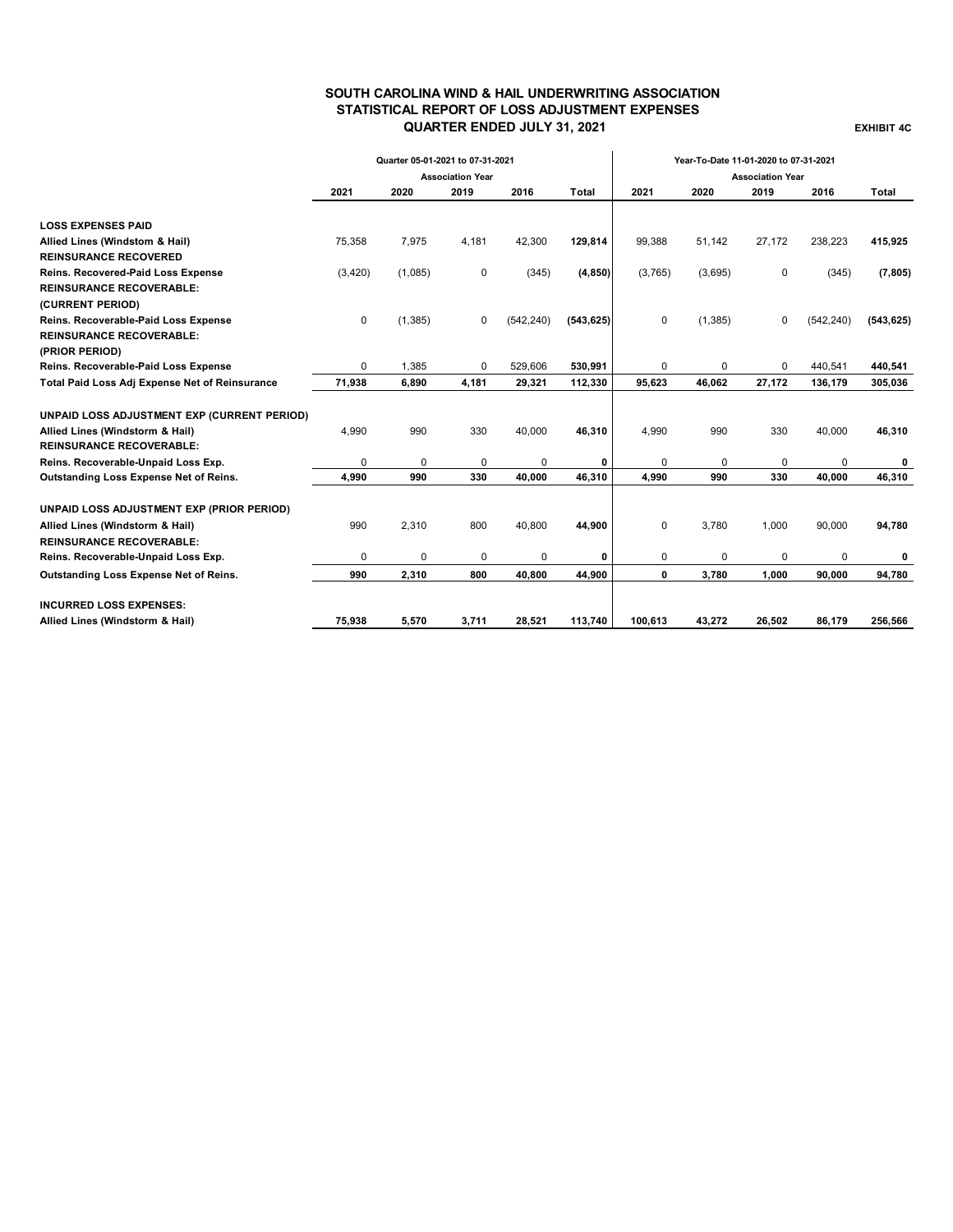# SOUTH CAROLINA WIND & HAIL UNDERWRITING ASSOCIATION
## STATISTICAL REPORT OF LOSS ADJUSTMENT EXPENSES
## QUARTER ENDED JULY 31, 2021

**EXHIBIT 4C**

| | Quarter 05-01-2021 to 07-31-2021 | | | | | Year-To-Date 11-01-2020 to 07-31-2021 | | | | |
|---|---|---|---|---|---|---|---|---|---|---|
| | Association Year | | | | | Association Year | | | | |
| | 2021 | 2020 | 2019 | 2016 | Total | 2021 | 2020 | 2019 | 2016 | Total |
| **LOSS EXPENSES PAID** | | | | | | | | | | |
| **Allied Lines (Windstom & Hail)** | 75,358 | 7,975 | 4,181 | 42,300 | **129,814** | 99,388 | 51,142 | 27,172 | 238,223 | **415,925** |
| **REINSURANCE RECOVERED** | | | | | | | | | | |
| **Reins. Recovered-Paid Loss Expense** | (3,420) | (1,085) | 0 | (345) | **(4,850)** | (3,765) | (3,695) | 0 | (345) | **(7,805)** |
| **REINSURANCE RECOVERABLE:** | | | | | | | | | | |
| **(CURRENT PERIOD)** | | | | | | | | | | |
| **Reins. Recoverable-Paid Loss Expense** | 0 | (1,385) | 0 | (542,240) | **(543,625)** | 0 | (1,385) | 0 | (542,240) | **(543,625)** |
| **REINSURANCE RECOVERABLE:** | | | | | | | | | | |
| **(PRIOR PERIOD)** | | | | | | | | | | |
| **Reins. Recoverable-Paid Loss Expense** | 0 | 1,385 | 0 | 529,606 | **530,991** | 0 | 0 | 0 | 440,541 | **440,541** |
| **Total Paid Loss Adj Expense Net of Reinsurance** | **71,938** | **6,890** | **4,181** | **29,321** | **112,330** | **95,623** | **46,062** | **27,172** | **136,179** | **305,036** |
| **UNPAID LOSS ADJUSTMENT EXP (CURRENT PERIOD)** | | | | | | | | | | |
| **Allied Lines (Windstorm & Hail)** | 4,990 | 990 | 330 | 40,000 | **46,310** | 4,990 | 990 | 330 | 40,000 | **46,310** |
| **REINSURANCE RECOVERABLE:** | | | | | | | | | | |
| **Reins. Recoverable-Unpaid Loss Exp.** | 0 | 0 | 0 | 0 | **0** | 0 | 0 | 0 | 0 | **0** |
| **Outstanding Loss Expense Net of Reins.** | **4,990** | **990** | **330** | **40,000** | **46,310** | **4,990** | **990** | **330** | **40,000** | **46,310** |
| **UNPAID LOSS ADJUSTMENT EXP (PRIOR PERIOD)** | | | | | | | | | | |
| **Allied Lines (Windstorm & Hail)** | 990 | 2,310 | 800 | 40,800 | **44,900** | 0 | 3,780 | 1,000 | 90,000 | **94,780** |
| **REINSURANCE RECOVERABLE:** | | | | | | | | | | |
| **Reins. Recoverable-Unpaid Loss Exp.** | 0 | 0 | 0 | 0 | **0** | 0 | 0 | 0 | 0 | **0** |
| **Outstanding Loss Expense Net of Reins.** | **990** | **2,310** | **800** | **40,800** | **44,900** | **0** | **3,780** | **1,000** | **90,000** | **94,780** |
| **INCURRED LOSS EXPENSES:** | | | | | | | | | | |
| **Allied Lines (Windstorm & Hail)** | **75,938** | **5,570** | **3,711** | **28,521** | **113,740** | **100,613** | **43,272** | **26,502** | **86,179** | **256,566** |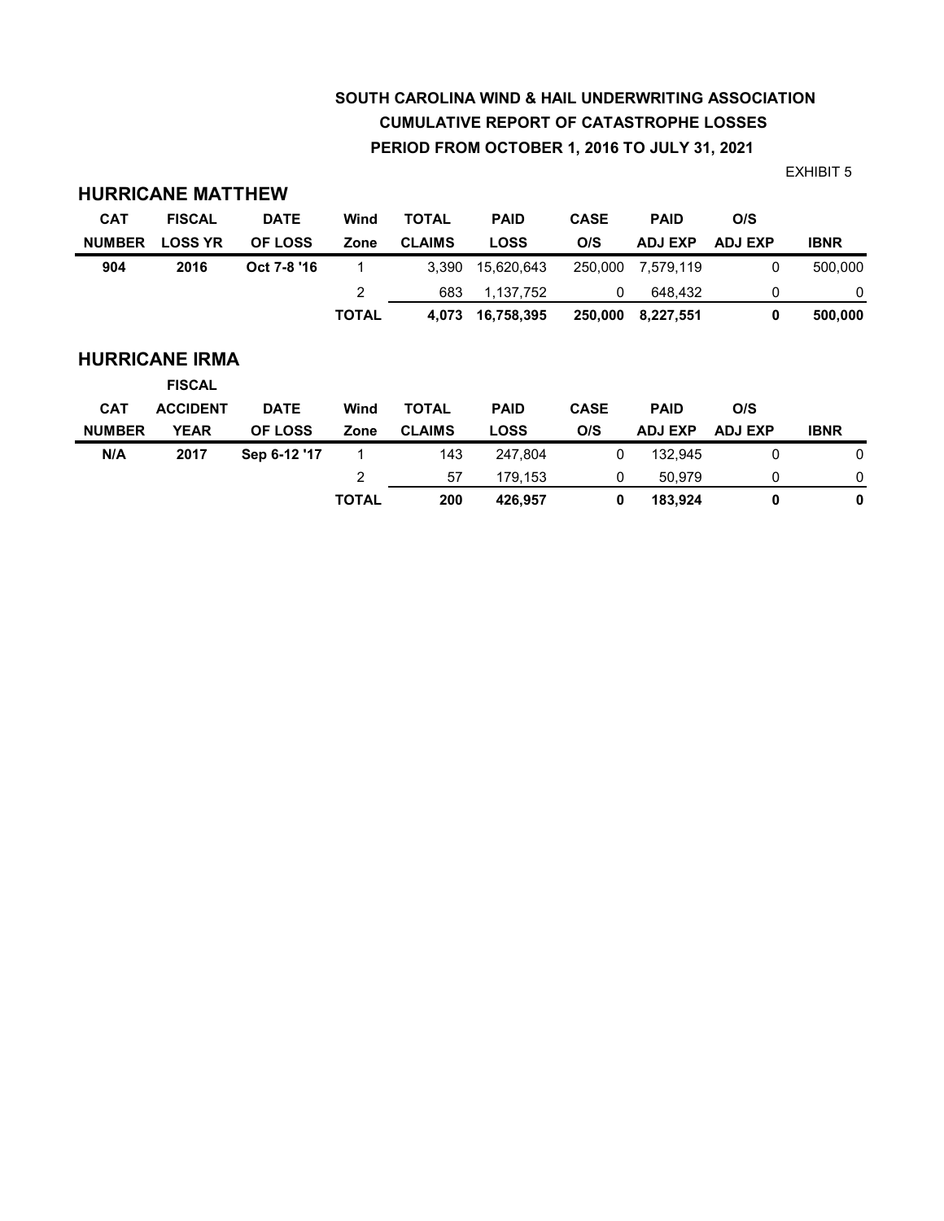# SOUTH CAROLINA WIND & HAIL UNDERWRITING ASSOCIATION
## CUMULATIVE REPORT OF CATASTROPHE LOSSES
### PERIOD FROM OCTOBER 1, 2016 TO JULY 31, 2021

EXHIBIT 5

## HURRICANE MATTHEW

| CAT NUMBER | FISCAL LOSS YR | DATE OF LOSS | Wind Zone | TOTAL CLAIMS | PAID LOSS | CASE O/S | PAID ADJ EXP | O/S ADJ EXP | IBNR |
|---|---|---|---|---|---|---|---|---|---|
| **904** | **2016** | **Oct 7-8 '16** | 1 | 3,390 | 15,620,643 | 250,000 | 7,579,119 | 0 | 500,000 |
| | | | 2 | 683 | 1,137,752 | 0 | 648,432 | 0 | 0 |
| | | | **TOTAL** | **4,073** | **16,758,395** | **250,000** | **8,227,551** | **0** | **500,000** |

## HURRICANE IRMA

| CAT NUMBER | FISCAL ACCIDENT YEAR | DATE OF LOSS | Wind Zone | TOTAL CLAIMS | PAID LOSS | CASE O/S | PAID ADJ EXP | O/S ADJ EXP | IBNR |
|---|---|---|---|---|---|---|---|---|---|
| **N/A** | **2017** | **Sep 6-12 '17** | 1 | 143 | 247,804 | 0 | 132,945 | 0 | 0 |
| | | | 2 | 57 | 179,153 | 0 | 50,979 | 0 | 0 |
| | | | **TOTAL** | **200** | **426,957** | **0** | **183,924** | **0** | **0** |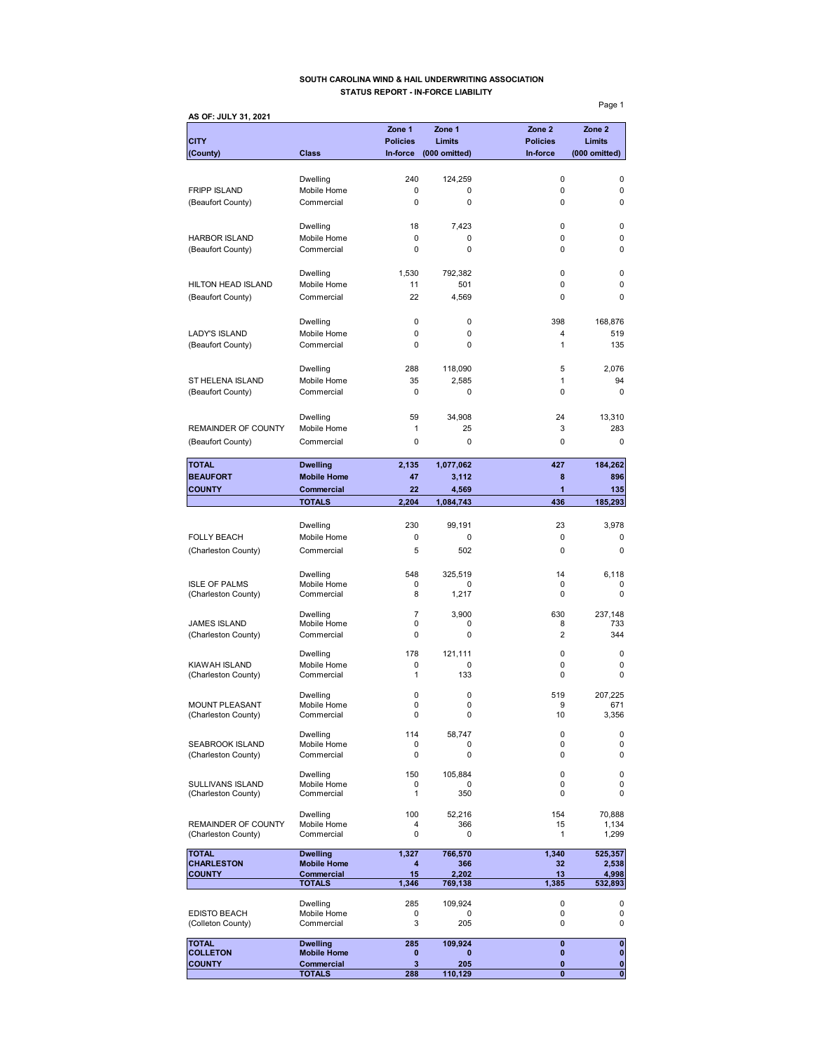**SOUTH CAROLINA WIND & HAIL UNDERWRITING ASSOCIATION**
**STATUS REPORT - IN-FORCE LIABILITY**

**AS OF: JULY 31, 2021**

| CITY (County) | Class | Zone 1 Policies In-force | Zone 1 Limits (000 omitted) | Zone 2 Policies In-force | Zone 2 Limits (000 omitted) |
|---|---|---|---|---|---|
| FRIPP ISLAND (Beaufort County) | Dwelling | 240 | 124,259 | 0 | 0 |
| | Mobile Home | 0 | 0 | 0 | 0 |
| | Commercial | 0 | 0 | 0 | 0 |
| HARBOR ISLAND (Beaufort County) | Dwelling | 18 | 7,423 | 0 | 0 |
| | Mobile Home | 0 | 0 | 0 | 0 |
| | Commercial | 0 | 0 | 0 | 0 |
| HILTON HEAD ISLAND (Beaufort County) | Dwelling | 1,530 | 792,382 | 0 | 0 |
| | Mobile Home | 11 | 501 | 0 | 0 |
| | Commercial | 22 | 4,569 | 0 | 0 |
| LADY'S ISLAND (Beaufort County) | Dwelling | 0 | 0 | 398 | 168,876 |
| | Mobile Home | 0 | 0 | 4 | 519 |
| | Commercial | 0 | 0 | 1 | 135 |
| ST HELENA ISLAND (Beaufort County) | Dwelling | 288 | 118,090 | 5 | 2,076 |
| | Mobile Home | 35 | 2,585 | 1 | 94 |
| | Commercial | 0 | 0 | 0 | 0 |
| REMAINDER OF COUNTY (Beaufort County) | Dwelling | 59 | 34,908 | 24 | 13,310 |
| | Mobile Home | 1 | 25 | 3 | 283 |
| | Commercial | 0 | 0 | 0 | 0 |
| **TOTAL BEAUFORT COUNTY** | **Dwelling** | **2,135** | **1,077,062** | **427** | **184,262** |
| | **Mobile Home** | **47** | **3,112** | **8** | **896** |
| | **Commercial** | **22** | **4,569** | **1** | **135** |
| | **TOTALS** | **2,204** | **1,084,743** | **436** | **185,293** |
| FOLLY BEACH (Charleston County) | Dwelling | 230 | 99,191 | 23 | 3,978 |
| | Mobile Home | 0 | 0 | 0 | 0 |
| | Commercial | 5 | 502 | 0 | 0 |
| ISLE OF PALMS (Charleston County) | Dwelling | 548 | 325,519 | 14 | 6,118 |
| | Mobile Home | 0 | 0 | 0 | 0 |
| | Commercial | 8 | 1,217 | 0 | 0 |
| JAMES ISLAND (Charleston County) | Dwelling | 7 | 3,900 | 630 | 237,148 |
| | Mobile Home | 0 | 0 | 8 | 733 |
| | Commercial | 0 | 0 | 2 | 344 |
| KIAWAH ISLAND (Charleston County) | Dwelling | 178 | 121,111 | 0 | 0 |
| | Mobile Home | 0 | 0 | 0 | 0 |
| | Commercial | 1 | 133 | 0 | 0 |
| MOUNT PLEASANT (Charleston County) | Dwelling | 0 | 0 | 519 | 207,225 |
| | Mobile Home | 0 | 0 | 9 | 671 |
| | Commercial | 0 | 0 | 10 | 3,356 |
| SEABROOK ISLAND (Charleston County) | Dwelling | 114 | 58,747 | 0 | 0 |
| | Mobile Home | 0 | 0 | 0 | 0 |
| | Commercial | 0 | 0 | 0 | 0 |
| SULLIVANS ISLAND (Charleston County) | Dwelling | 150 | 105,884 | 0 | 0 |
| | Mobile Home | 0 | 0 | 0 | 0 |
| | Commercial | 1 | 350 | 0 | 0 |
| REMAINDER OF COUNTY (Charleston County) | Dwelling | 100 | 52,216 | 154 | 70,888 |
| | Mobile Home | 4 | 366 | 15 | 1,134 |
| | Commercial | 0 | 0 | 1 | 1,299 |
| **TOTAL CHARLESTON COUNTY** | **Dwelling** | **1,327** | **766,570** | **1,340** | **525,357** |
| | **Mobile Home** | **4** | **366** | **32** | **2,538** |
| | **Commercial** | **15** | **2,202** | **13** | **4,998** |
| | **TOTALS** | **1,346** | **769,138** | **1,385** | **532,893** |
| EDISTO BEACH (Colleton County) | Dwelling | 285 | 109,924 | 0 | 0 |
| | Mobile Home | 0 | 0 | 0 | 0 |
| | Commercial | 3 | 205 | 0 | 0 |
| **TOTAL COLLETON COUNTY** | **Dwelling** | **285** | **109,924** | **0** | **0** |
| | **Mobile Home** | **0** | **0** | **0** | **0** |
| | **Commercial** | **3** | **205** | **0** | **0** |
| | **TOTALS** | **288** | **110,129** | **0** | **0** |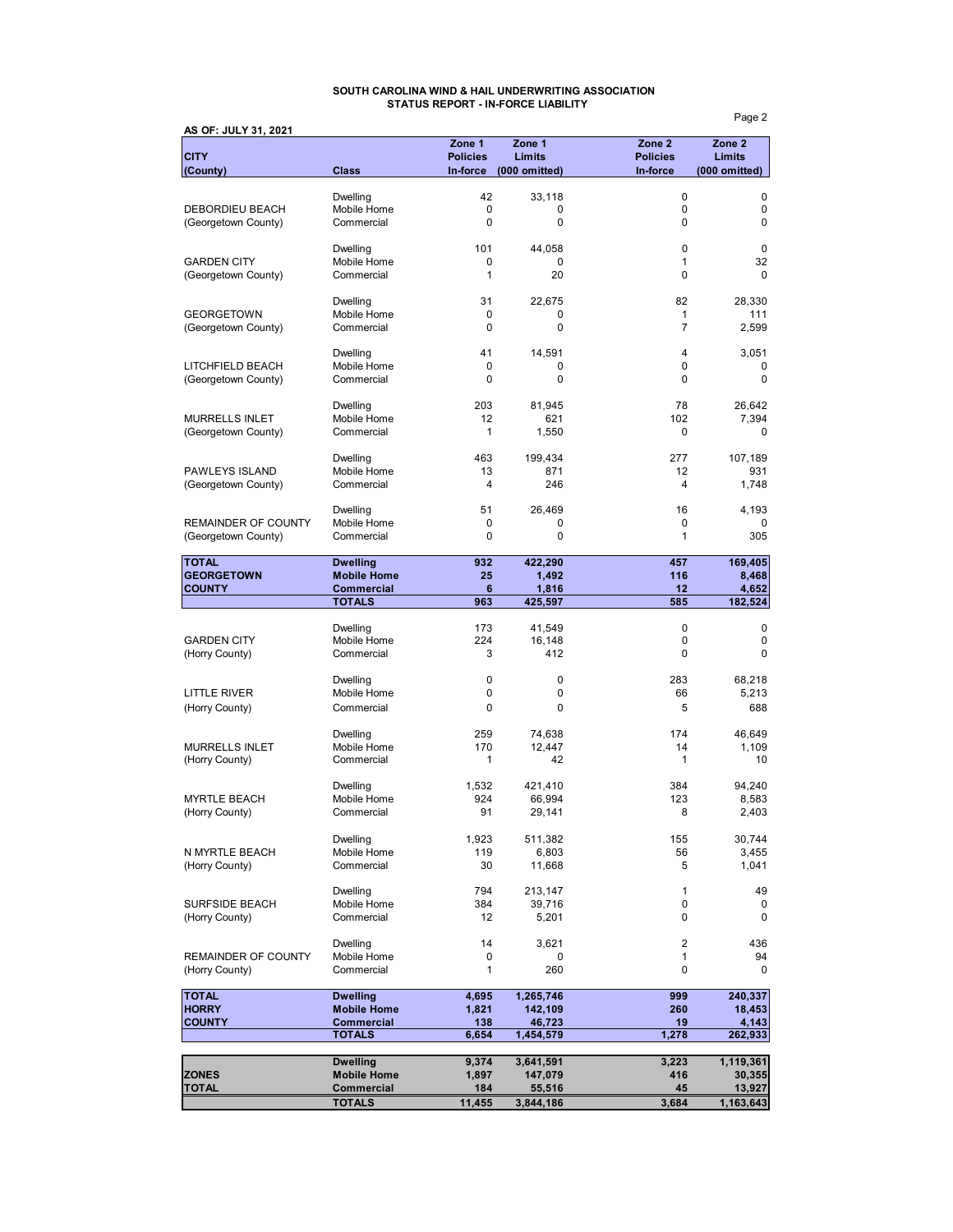**SOUTH CAROLINA WIND & HAIL UNDERWRITING ASSOCIATION**
**STATUS REPORT - IN-FORCE LIABILITY**

**AS OF: JULY 31, 2021**

| CITY (County) | Class | Zone 1 Policies In-force | Zone 1 Limits (000 omitted) | Zone 2 Policies In-force | Zone 2 Limits (000 omitted) |
|---|---|---|---|---|---|
| DEBORDIEU BEACH (Georgetown County) | Dwelling | 42 | 33,118 | 0 | 0 |
| | Mobile Home | 0 | 0 | 0 | 0 |
| | Commercial | 0 | 0 | 0 | 0 |
| GARDEN CITY (Georgetown County) | Dwelling | 101 | 44,058 | 0 | 0 |
| | Mobile Home | 0 | 0 | 1 | 32 |
| | Commercial | 1 | 20 | 0 | 0 |
| GEORGETOWN (Georgetown County) | Dwelling | 31 | 22,675 | 82 | 28,330 |
| | Mobile Home | 0 | 0 | 1 | 111 |
| | Commercial | 0 | 0 | 7 | 2,599 |
| LITCHFIELD BEACH (Georgetown County) | Dwelling | 41 | 14,591 | 4 | 3,051 |
| | Mobile Home | 0 | 0 | 0 | 0 |
| | Commercial | 0 | 0 | 0 | 0 |
| MURRELLS INLET (Georgetown County) | Dwelling | 203 | 81,945 | 78 | 26,642 |
| | Mobile Home | 12 | 621 | 102 | 7,394 |
| | Commercial | 1 | 1,550 | 0 | 0 |
| PAWLEYS ISLAND (Georgetown County) | Dwelling | 463 | 199,434 | 277 | 107,189 |
| | Mobile Home | 13 | 871 | 12 | 931 |
| | Commercial | 4 | 246 | 4 | 1,748 |
| REMAINDER OF COUNTY (Georgetown County) | Dwelling | 51 | 26,469 | 16 | 4,193 |
| | Mobile Home | 0 | 0 | 0 | 0 |
| | Commercial | 0 | 0 | 1 | 305 |
| **TOTAL GEORGETOWN COUNTY** | **Dwelling** | **932** | **422,290** | **457** | **169,405** |
| | **Mobile Home** | **25** | **1,492** | **116** | **8,468** |
| | **Commercial** | **6** | **1,816** | **12** | **4,652** |
| | **TOTALS** | **963** | **425,597** | **585** | **182,524** |
| GARDEN CITY (Horry County) | Dwelling | 173 | 41,549 | 0 | 0 |
| | Mobile Home | 224 | 16,148 | 0 | 0 |
| | Commercial | 3 | 412 | 0 | 0 |
| LITTLE RIVER (Horry County) | Dwelling | 0 | 0 | 283 | 68,218 |
| | Mobile Home | 0 | 0 | 66 | 5,213 |
| | Commercial | 0 | 0 | 5 | 688 |
| MURRELLS INLET (Horry County) | Dwelling | 259 | 74,638 | 174 | 46,649 |
| | Mobile Home | 170 | 12,447 | 14 | 1,109 |
| | Commercial | 1 | 42 | 1 | 10 |
| MYRTLE BEACH (Horry County) | Dwelling | 1,532 | 421,410 | 384 | 94,240 |
| | Mobile Home | 924 | 66,994 | 123 | 8,583 |
| | Commercial | 91 | 29,141 | 8 | 2,403 |
| N MYRTLE BEACH (Horry County) | Dwelling | 1,923 | 511,382 | 155 | 30,744 |
| | Mobile Home | 119 | 6,803 | 56 | 3,455 |
| | Commercial | 30 | 11,668 | 5 | 1,041 |
| SURFSIDE BEACH (Horry County) | Dwelling | 794 | 213,147 | 1 | 49 |
| | Mobile Home | 384 | 39,716 | 0 | 0 |
| | Commercial | 12 | 5,201 | 0 | 0 |
| REMAINDER OF COUNTY (Horry County) | Dwelling | 14 | 3,621 | 2 | 436 |
| | Mobile Home | 0 | 0 | 1 | 94 |
| | Commercial | 1 | 260 | 0 | 0 |
| **TOTAL HORRY COUNTY** | **Dwelling** | **4,695** | **1,265,746** | **999** | **240,337** |
| | **Mobile Home** | **1,821** | **142,109** | **260** | **18,453** |
| | **Commercial** | **138** | **46,723** | **19** | **4,143** |
| | **TOTALS** | **6,654** | **1,454,579** | **1,278** | **262,933** |
| **ZONES TOTAL** | **Dwelling** | **9,374** | **3,641,591** | **3,223** | **1,119,361** |
| | **Mobile Home** | **1,897** | **147,079** | **416** | **30,355** |
| | **Commercial** | **184** | **55,516** | **45** | **13,927** |
| | **TOTALS** | **11,455** | **3,844,186** | **3,684** | **1,163,643** |